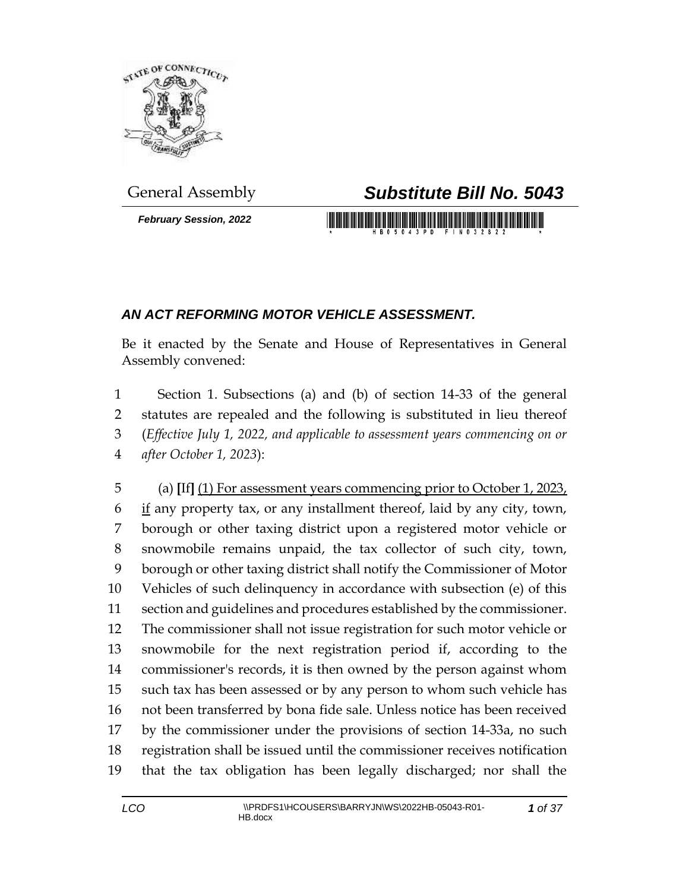General Assembly

# *Substitute Bill No. 5043*

***February Session, 2022***

## *AN ACT REFORMING MOTOR VEHICLE ASSESSMENT.*

Be it enacted by the Senate and House of Representatives in General Assembly convened:

Section 1. Subsections (a) and (b) of section 14-33 of the general statutes are repealed and the following is substituted in lieu thereof (*Effective July 1, 2022, and applicable to assessment years commencing on or after October 1, 2023*):

(a) **[**If**]** <u>(1) For assessment years commencing prior to October 1, 2023, if</u> any property tax, or any installment thereof, laid by any city, town, borough or other taxing district upon a registered motor vehicle or snowmobile remains unpaid, the tax collector of such city, town, borough or other taxing district shall notify the Commissioner of Motor Vehicles of such delinquency in accordance with subsection (e) of this section and guidelines and procedures established by the commissioner. The commissioner shall not issue registration for such motor vehicle or snowmobile for the next registration period if, according to the commissioner's records, it is then owned by the person against whom such tax has been assessed or by any person to whom such vehicle has not been transferred by bona fide sale. Unless notice has been received by the commissioner under the provisions of section 14-33a, no such registration shall be issued until the commissioner receives notification that the tax obligation has been legally discharged; nor shall the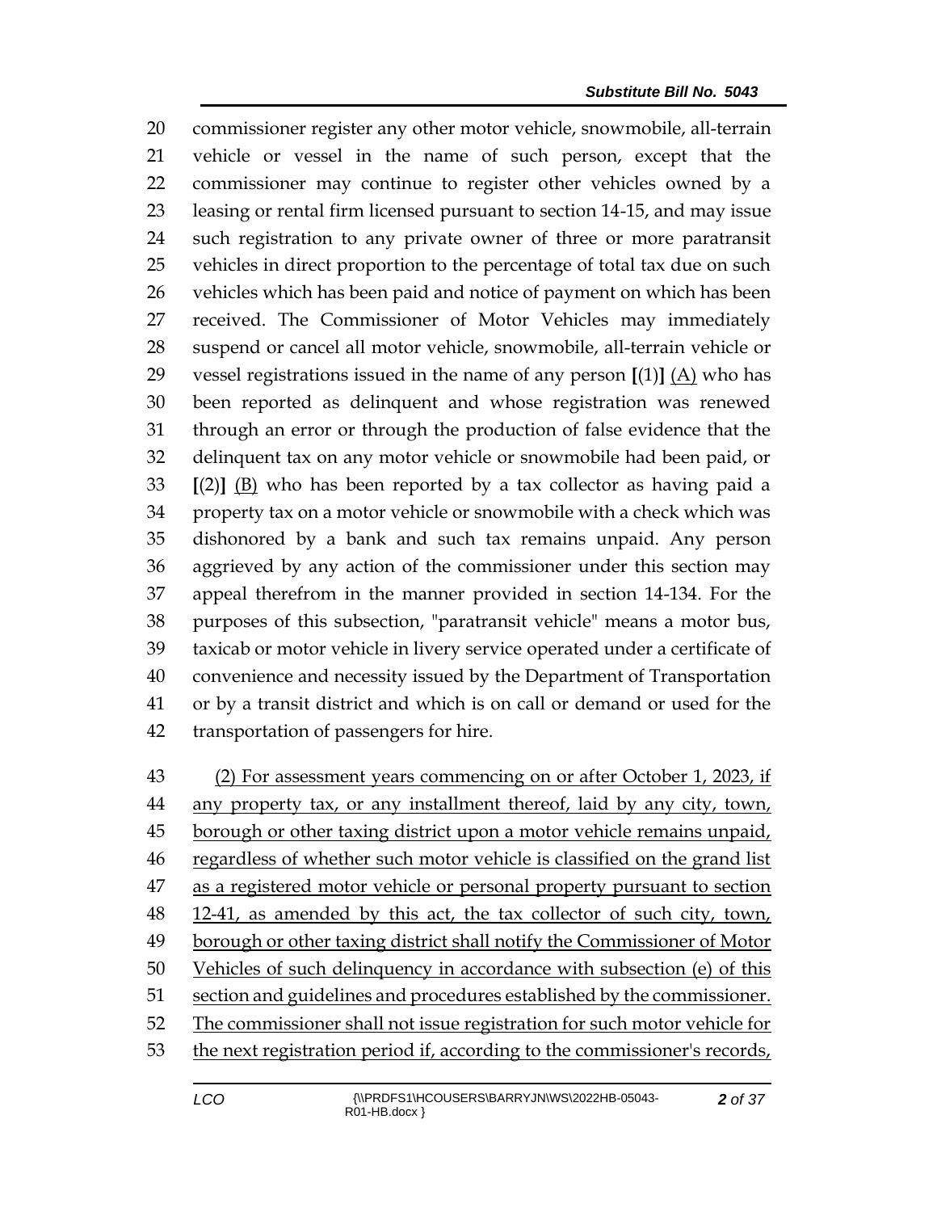commissioner register any other motor vehicle, snowmobile, all-terrain vehicle or vessel in the name of such person, except that the commissioner may continue to register other vehicles owned by a leasing or rental firm licensed pursuant to section 14-15, and may issue such registration to any private owner of three or more paratransit vehicles in direct proportion to the percentage of total tax due on such vehicles which has been paid and notice of payment on which has been received. The Commissioner of Motor Vehicles may immediately suspend or cancel all motor vehicle, snowmobile, all-terrain vehicle or vessel registrations issued in the name of any person **[**(1)**]** <u>(A)</u> who has been reported as delinquent and whose registration was renewed through an error or through the production of false evidence that the delinquent tax on any motor vehicle or snowmobile had been paid, or **[**(2)**]** <u>(B)</u> who has been reported by a tax collector as having paid a property tax on a motor vehicle or snowmobile with a check which was dishonored by a bank and such tax remains unpaid. Any person aggrieved by any action of the commissioner under this section may appeal therefrom in the manner provided in section 14-134. For the purposes of this subsection, "paratransit vehicle" means a motor bus, taxicab or motor vehicle in livery service operated under a certificate of convenience and necessity issued by the Department of Transportation or by a transit district and which is on call or demand or used for the transportation of passengers for hire.

<u>(2) For assessment years commencing on or after October 1, 2023, if any property tax, or any installment thereof, laid by any city, town, borough or other taxing district upon a motor vehicle remains unpaid, regardless of whether such motor vehicle is classified on the grand list as a registered motor vehicle or personal property pursuant to section 12-41, as amended by this act, the tax collector of such city, town, borough or other taxing district shall notify the Commissioner of Motor Vehicles of such delinquency in accordance with subsection (e) of this section and guidelines and procedures established by the commissioner. The commissioner shall not issue registration for such motor vehicle for the next registration period if, according to the commissioner's records,</u>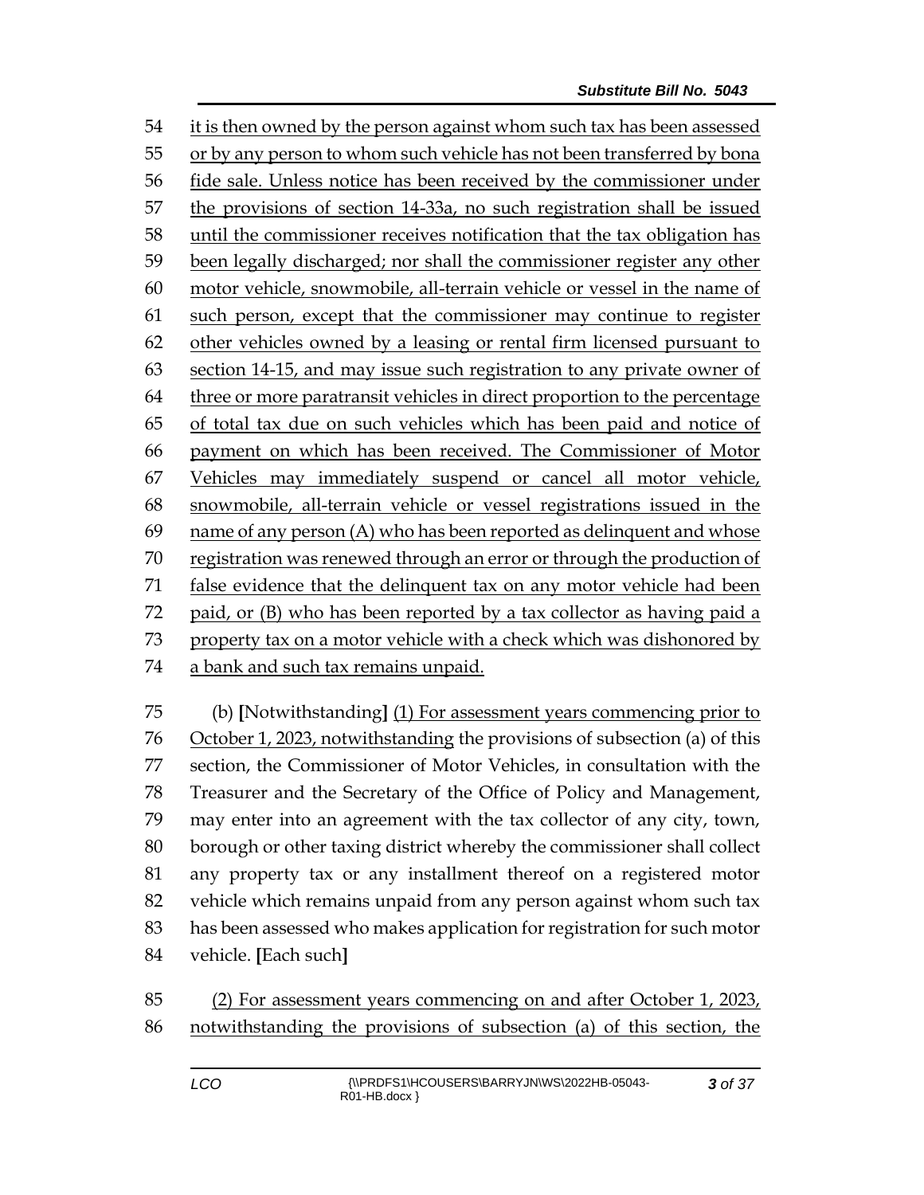54 it is then owned by the person against whom such tax has been assessed
55 or by any person to whom such vehicle has not been transferred by bona
56 fide sale. Unless notice has been received by the commissioner under
57 the provisions of section 14-33a, no such registration shall be issued
58 until the commissioner receives notification that the tax obligation has
59 been legally discharged; nor shall the commissioner register any other
60 motor vehicle, snowmobile, all-terrain vehicle or vessel in the name of
61 such person, except that the commissioner may continue to register
62 other vehicles owned by a leasing or rental firm licensed pursuant to
63 section 14-15, and may issue such registration to any private owner of
64 three or more paratransit vehicles in direct proportion to the percentage
65 of total tax due on such vehicles which has been paid and notice of
66 payment on which has been received. The Commissioner of Motor
67 Vehicles may immediately suspend or cancel all motor vehicle,
68 snowmobile, all-terrain vehicle or vessel registrations issued in the
69 name of any person (A) who has been reported as delinquent and whose
70 registration was renewed through an error or through the production of
71 false evidence that the delinquent tax on any motor vehicle had been
72 paid, or (B) who has been reported by a tax collector as having paid a
73 property tax on a motor vehicle with a check which was dishonored by
74 a bank and such tax remains unpaid.

75 (b) **[**Notwithstanding**]** (1) For assessment years commencing prior to
76 October 1, 2023, notwithstanding the provisions of subsection (a) of this
77 section, the Commissioner of Motor Vehicles, in consultation with the
78 Treasurer and the Secretary of the Office of Policy and Management,
79 may enter into an agreement with the tax collector of any city, town,
80 borough or other taxing district whereby the commissioner shall collect
81 any property tax or any installment thereof on a registered motor
82 vehicle which remains unpaid from any person against whom such tax
83 has been assessed who makes application for registration for such motor
84 vehicle. **[**Each such**]**

85 (2) For assessment years commencing on and after October 1, 2023,
86 notwithstanding the provisions of subsection (a) of this section, the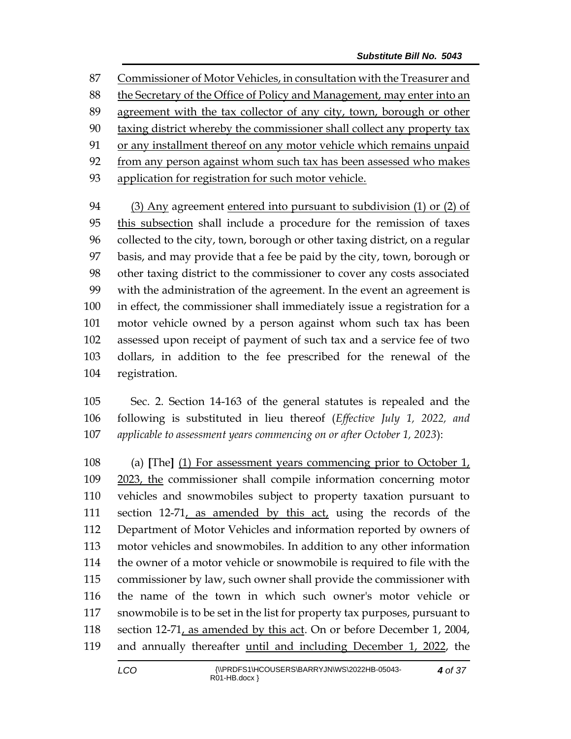Commissioner of Motor Vehicles, in consultation with the Treasurer and the Secretary of the Office of Policy and Management, may enter into an agreement with the tax collector of any city, town, borough or other taxing district whereby the commissioner shall collect any property tax or any installment thereof on any motor vehicle which remains unpaid from any person against whom such tax has been assessed who makes application for registration for such motor vehicle.

(3) Any agreement entered into pursuant to subdivision (1) or (2) of this subsection shall include a procedure for the remission of taxes collected to the city, town, borough or other taxing district, on a regular basis, and may provide that a fee be paid by the city, town, borough or other taxing district to the commissioner to cover any costs associated with the administration of the agreement. In the event an agreement is in effect, the commissioner shall immediately issue a registration for a motor vehicle owned by a person against whom such tax has been assessed upon receipt of payment of such tax and a service fee of two dollars, in addition to the fee prescribed for the renewal of the registration.

Sec. 2. Section 14-163 of the general statutes is repealed and the following is substituted in lieu thereof (*Effective July 1, 2022, and applicable to assessment years commencing on or after October 1, 2023*):

(a) **[**The**]** (1) For assessment years commencing prior to October 1, 2023, the commissioner shall compile information concerning motor vehicles and snowmobiles subject to property taxation pursuant to section 12-71, as amended by this act, using the records of the Department of Motor Vehicles and information reported by owners of motor vehicles and snowmobiles. In addition to any other information the owner of a motor vehicle or snowmobile is required to file with the commissioner by law, such owner shall provide the commissioner with the name of the town in which such owner's motor vehicle or snowmobile is to be set in the list for property tax purposes, pursuant to section 12-71, as amended by this act. On or before December 1, 2004, and annually thereafter until and including December 1, 2022, the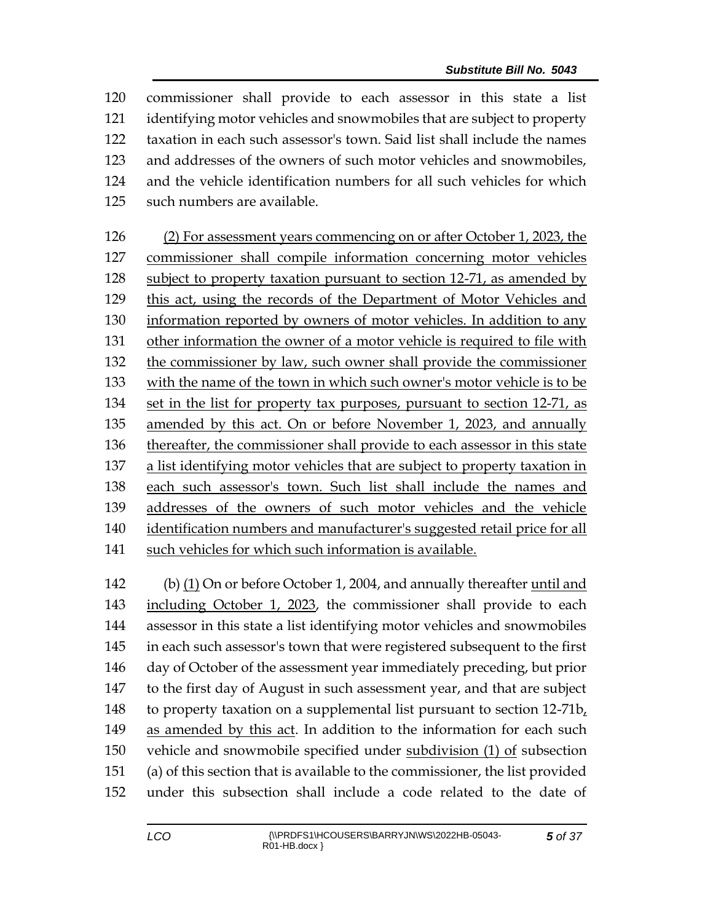commissioner shall provide to each assessor in this state a list identifying motor vehicles and snowmobiles that are subject to property taxation in each such assessor's town. Said list shall include the names and addresses of the owners of such motor vehicles and snowmobiles, and the vehicle identification numbers for all such vehicles for which such numbers are available.

(2) For assessment years commencing on or after October 1, 2023, the commissioner shall compile information concerning motor vehicles subject to property taxation pursuant to section 12-71, as amended by this act, using the records of the Department of Motor Vehicles and information reported by owners of motor vehicles. In addition to any other information the owner of a motor vehicle is required to file with the commissioner by law, such owner shall provide the commissioner with the name of the town in which such owner's motor vehicle is to be set in the list for property tax purposes, pursuant to section 12-71, as amended by this act. On or before November 1, 2023, and annually thereafter, the commissioner shall provide to each assessor in this state a list identifying motor vehicles that are subject to property taxation in each such assessor's town. Such list shall include the names and addresses of the owners of such motor vehicles and the vehicle identification numbers and manufacturer's suggested retail price for all such vehicles for which such information is available.

(b) (1) On or before October 1, 2004, and annually thereafter until and including October 1, 2023, the commissioner shall provide to each assessor in this state a list identifying motor vehicles and snowmobiles in each such assessor's town that were registered subsequent to the first day of October of the assessment year immediately preceding, but prior to the first day of August in such assessment year, and that are subject to property taxation on a supplemental list pursuant to section 12-71b, as amended by this act. In addition to the information for each such vehicle and snowmobile specified under subdivision (1) of subsection (a) of this section that is available to the commissioner, the list provided under this subsection shall include a code related to the date of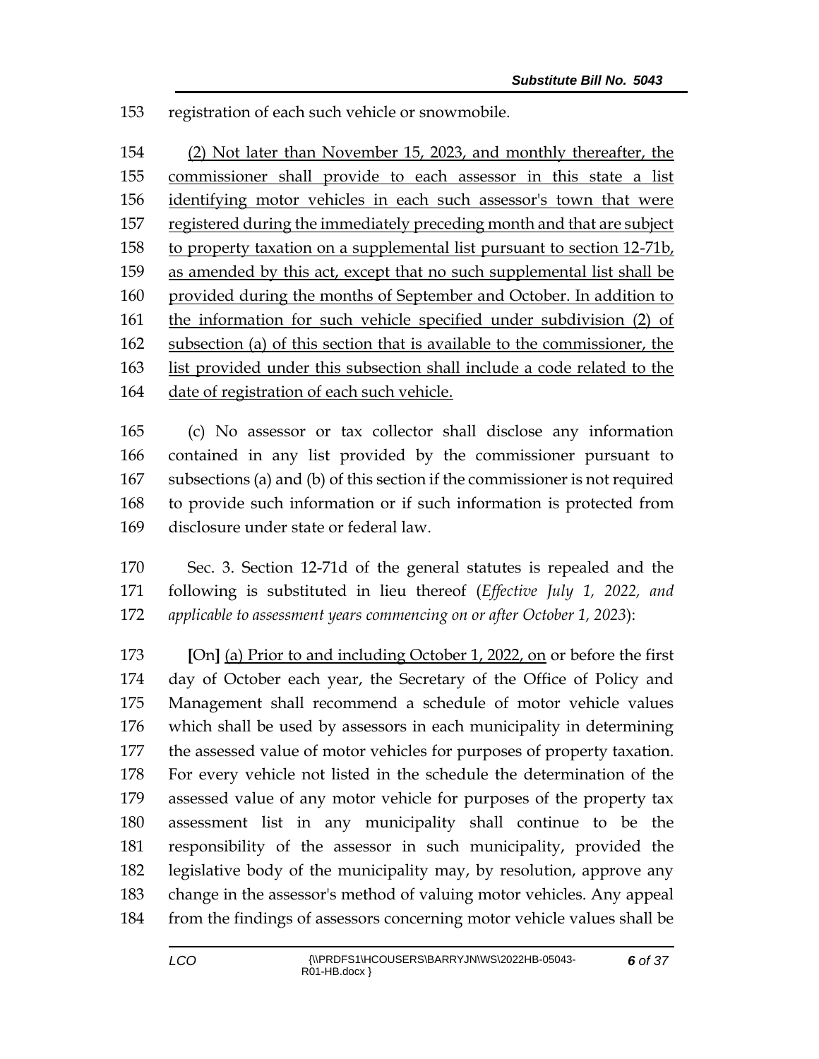registration of each such vehicle or snowmobile.

<u>(2) Not later than November 15, 2023, and monthly thereafter, the commissioner shall provide to each assessor in this state a list identifying motor vehicles in each such assessor's town that were registered during the immediately preceding month and that are subject to property taxation on a supplemental list pursuant to section 12-71b, as amended by this act, except that no such supplemental list shall be provided during the months of September and October. In addition to the information for such vehicle specified under subdivision (2) of subsection (a) of this section that is available to the commissioner, the list provided under this subsection shall include a code related to the date of registration of each such vehicle.</u>

(c) No assessor or tax collector shall disclose any information contained in any list provided by the commissioner pursuant to subsections (a) and (b) of this section if the commissioner is not required to provide such information or if such information is protected from disclosure under state or federal law.

Sec. 3. Section 12-71d of the general statutes is repealed and the following is substituted in lieu thereof (*Effective July 1, 2022, and applicable to assessment years commencing on or after October 1, 2023*):

**[**On**]** <u>(a) Prior to and including October 1, 2022, on</u> or before the first day of October each year, the Secretary of the Office of Policy and Management shall recommend a schedule of motor vehicle values which shall be used by assessors in each municipality in determining the assessed value of motor vehicles for purposes of property taxation. For every vehicle not listed in the schedule the determination of the assessed value of any motor vehicle for purposes of the property tax assessment list in any municipality shall continue to be the responsibility of the assessor in such municipality, provided the legislative body of the municipality may, by resolution, approve any change in the assessor's method of valuing motor vehicles. Any appeal from the findings of assessors concerning motor vehicle values shall be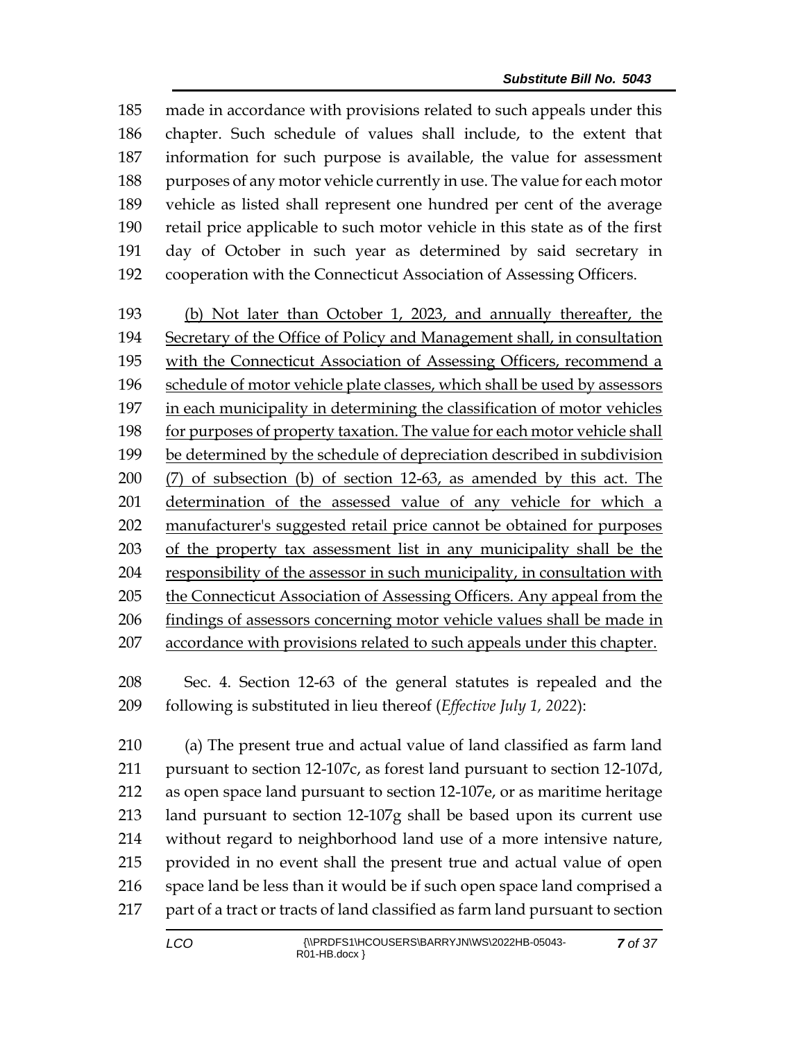made in accordance with provisions related to such appeals under this chapter. Such schedule of values shall include, to the extent that information for such purpose is available, the value for assessment purposes of any motor vehicle currently in use. The value for each motor vehicle as listed shall represent one hundred per cent of the average retail price applicable to such motor vehicle in this state as of the first day of October in such year as determined by said secretary in cooperation with the Connecticut Association of Assessing Officers.

(b) Not later than October 1, 2023, and annually thereafter, the Secretary of the Office of Policy and Management shall, in consultation with the Connecticut Association of Assessing Officers, recommend a schedule of motor vehicle plate classes, which shall be used by assessors in each municipality in determining the classification of motor vehicles for purposes of property taxation. The value for each motor vehicle shall be determined by the schedule of depreciation described in subdivision (7) of subsection (b) of section 12-63, as amended by this act. The determination of the assessed value of any vehicle for which a manufacturer's suggested retail price cannot be obtained for purposes of the property tax assessment list in any municipality shall be the responsibility of the assessor in such municipality, in consultation with the Connecticut Association of Assessing Officers. Any appeal from the findings of assessors concerning motor vehicle values shall be made in accordance with provisions related to such appeals under this chapter.

Sec. 4. Section 12-63 of the general statutes is repealed and the following is substituted in lieu thereof (*Effective July 1, 2022*):

(a) The present true and actual value of land classified as farm land pursuant to section 12-107c, as forest land pursuant to section 12-107d, as open space land pursuant to section 12-107e, or as maritime heritage land pursuant to section 12-107g shall be based upon its current use without regard to neighborhood land use of a more intensive nature, provided in no event shall the present true and actual value of open space land be less than it would be if such open space land comprised a part of a tract or tracts of land classified as farm land pursuant to section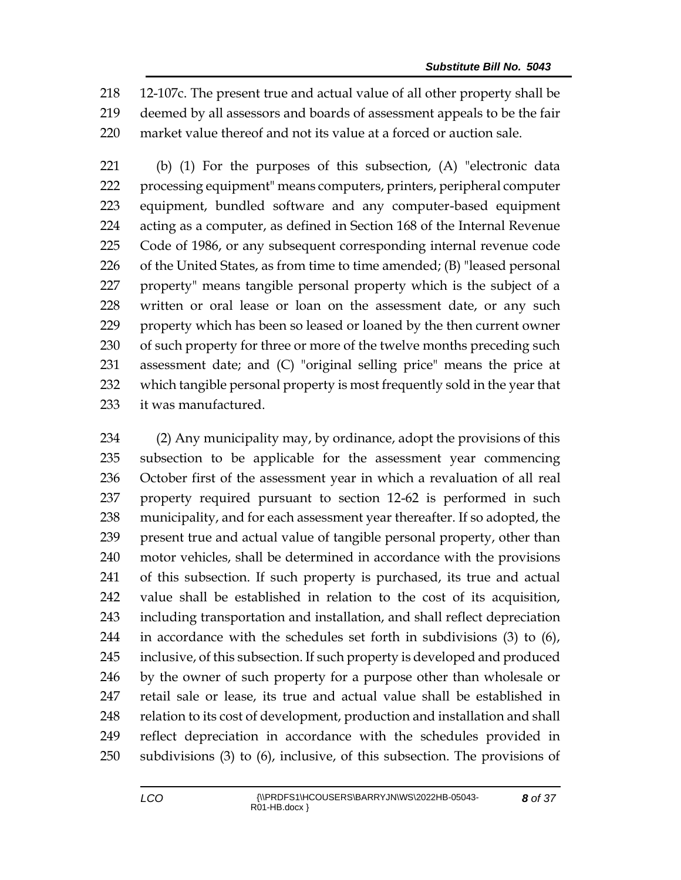12-107c. The present true and actual value of all other property shall be deemed by all assessors and boards of assessment appeals to be the fair market value thereof and not its value at a forced or auction sale.

(b) (1) For the purposes of this subsection, (A) "electronic data processing equipment" means computers, printers, peripheral computer equipment, bundled software and any computer-based equipment acting as a computer, as defined in Section 168 of the Internal Revenue Code of 1986, or any subsequent corresponding internal revenue code of the United States, as from time to time amended; (B) "leased personal property" means tangible personal property which is the subject of a written or oral lease or loan on the assessment date, or any such property which has been so leased or loaned by the then current owner of such property for three or more of the twelve months preceding such assessment date; and (C) "original selling price" means the price at which tangible personal property is most frequently sold in the year that it was manufactured.

(2) Any municipality may, by ordinance, adopt the provisions of this subsection to be applicable for the assessment year commencing October first of the assessment year in which a revaluation of all real property required pursuant to section 12-62 is performed in such municipality, and for each assessment year thereafter. If so adopted, the present true and actual value of tangible personal property, other than motor vehicles, shall be determined in accordance with the provisions of this subsection. If such property is purchased, its true and actual value shall be established in relation to the cost of its acquisition, including transportation and installation, and shall reflect depreciation in accordance with the schedules set forth in subdivisions (3) to (6), inclusive, of this subsection. If such property is developed and produced by the owner of such property for a purpose other than wholesale or retail sale or lease, its true and actual value shall be established in relation to its cost of development, production and installation and shall reflect depreciation in accordance with the schedules provided in subdivisions (3) to (6), inclusive, of this subsection. The provisions of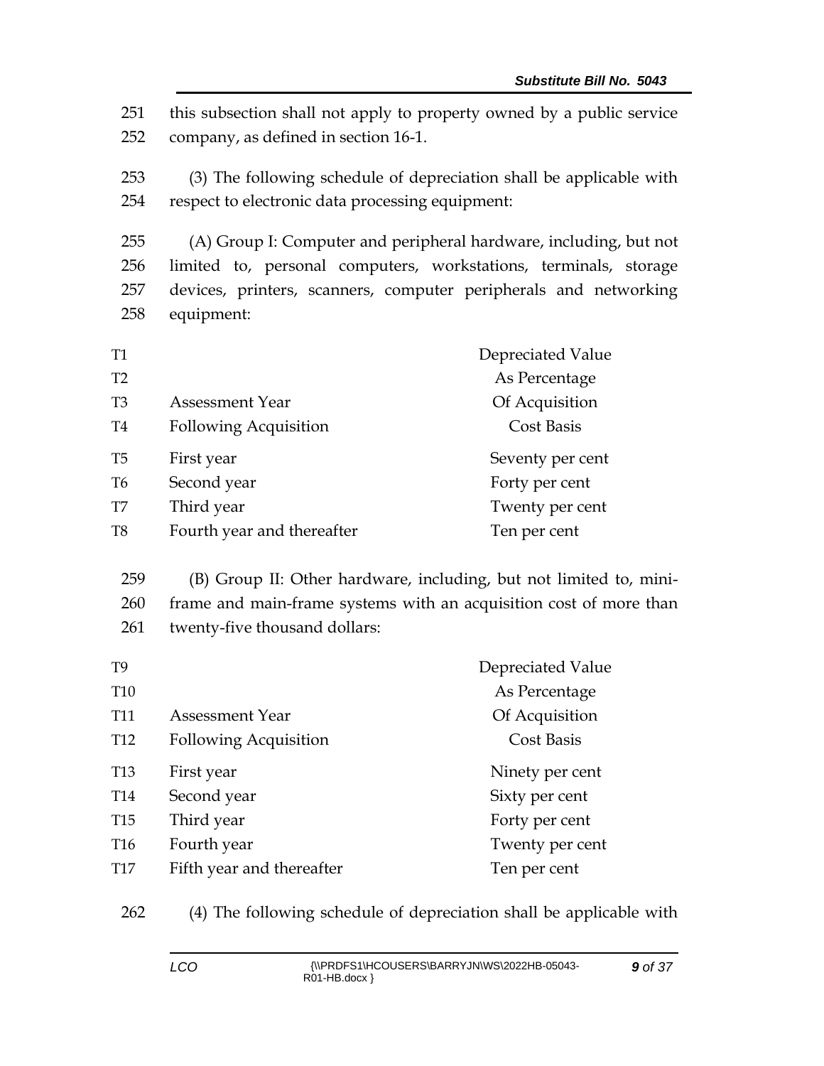this subsection shall not apply to property owned by a public service company, as defined in section 16-1.

(3) The following schedule of depreciation shall be applicable with respect to electronic data processing equipment:

(A) Group I: Computer and peripheral hardware, including, but not limited to, personal computers, workstations, terminals, storage devices, printers, scanners, computer peripherals and networking equipment:

| Assessment Year Following Acquisition | Depreciated Value As Percentage Of Acquisition Cost Basis |
|---|---|
| First year | Seventy per cent |
| Second year | Forty per cent |
| Third year | Twenty per cent |
| Fourth year and thereafter | Ten per cent |

(B) Group II: Other hardware, including, but not limited to, mini-frame and main-frame systems with an acquisition cost of more than twenty-five thousand dollars:

| Assessment Year Following Acquisition | Depreciated Value As Percentage Of Acquisition Cost Basis |
|---|---|
| First year | Ninety per cent |
| Second year | Sixty per cent |
| Third year | Forty per cent |
| Fourth year | Twenty per cent |
| Fifth year and thereafter | Ten per cent |

(4) The following schedule of depreciation shall be applicable with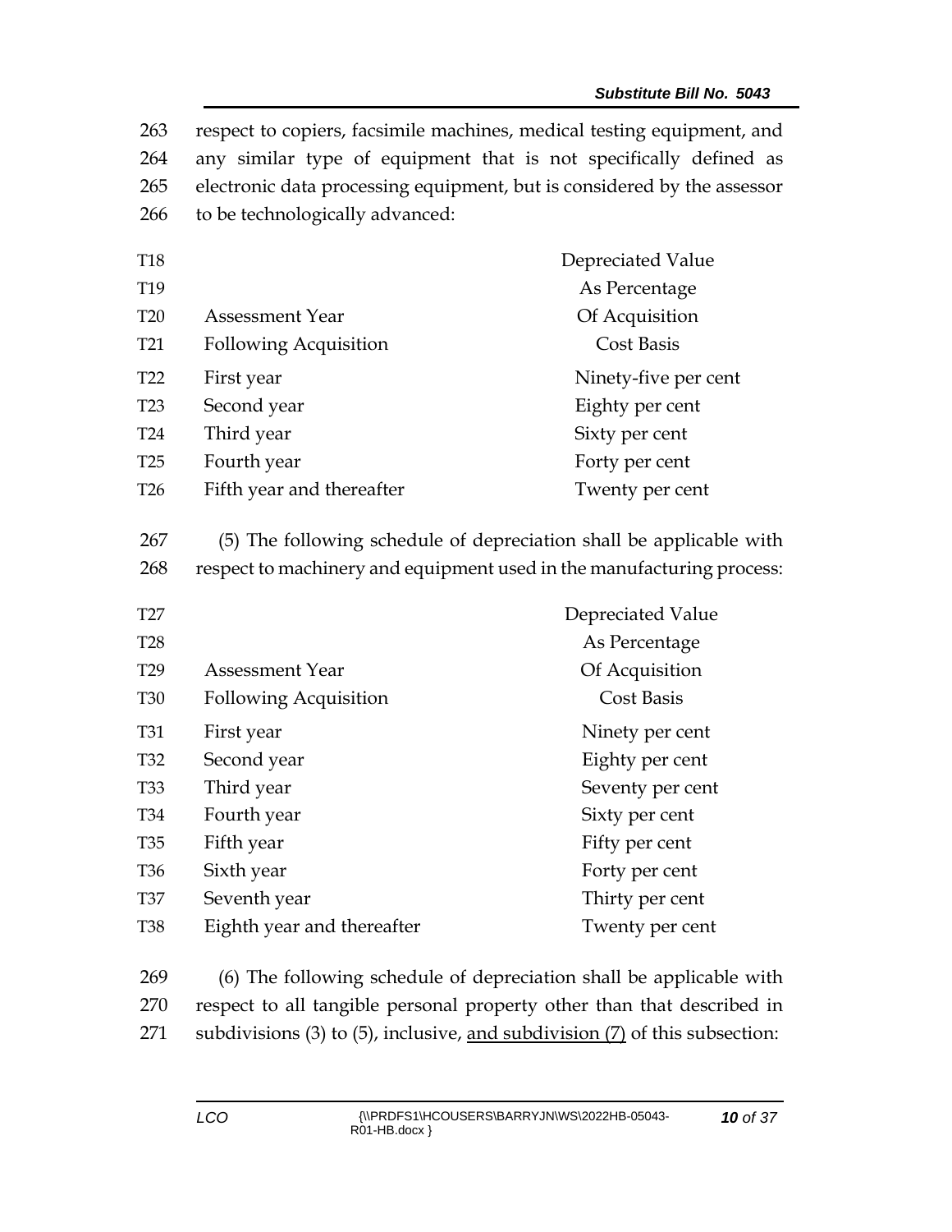263 respect to copiers, facsimile machines, medical testing equipment, and
264 any similar type of equipment that is not specifically defined as
265 electronic data processing equipment, but is considered by the assessor
266 to be technologically advanced:

| Assessment Year Following Acquisition | Depreciated Value As Percentage Of Acquisition Cost Basis |
|---|---|
| First year | Ninety-five per cent |
| Second year | Eighty per cent |
| Third year | Sixty per cent |
| Fourth year | Forty per cent |
| Fifth year and thereafter | Twenty per cent |

267 (5) The following schedule of depreciation shall be applicable with
268 respect to machinery and equipment used in the manufacturing process:

| Assessment Year Following Acquisition | Depreciated Value As Percentage Of Acquisition Cost Basis |
|---|---|
| First year | Ninety per cent |
| Second year | Eighty per cent |
| Third year | Seventy per cent |
| Fourth year | Sixty per cent |
| Fifth year | Fifty per cent |
| Sixth year | Forty per cent |
| Seventh year | Thirty per cent |
| Eighth year and thereafter | Twenty per cent |

269 (6) The following schedule of depreciation shall be applicable with
270 respect to all tangible personal property other than that described in
271 subdivisions (3) to (5), inclusive, <u>and subdivision (7)</u> of this subsection: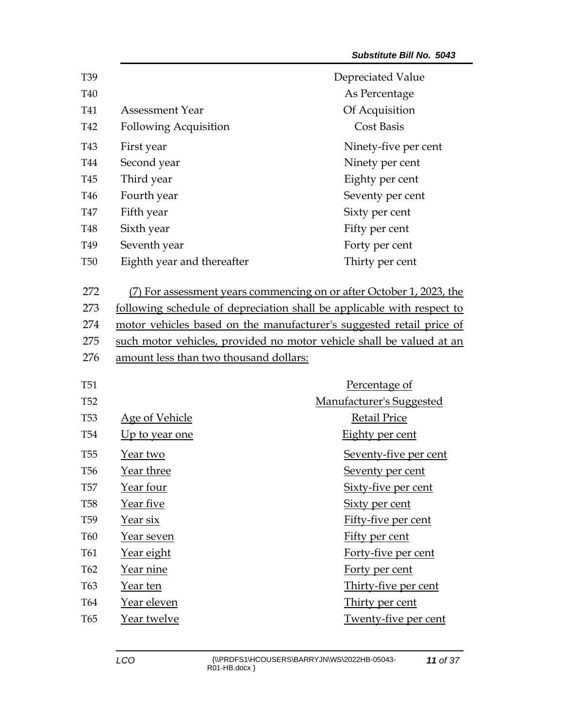| Assessment Year Following Acquisition | Depreciated Value As Percentage Of Acquisition Cost Basis |
|---|---|
| First year | Ninety-five per cent |
| Second year | Ninety per cent |
| Third year | Eighty per cent |
| Fourth year | Seventy per cent |
| Fifth year | Sixty per cent |
| Sixth year | Fifty per cent |
| Seventh year | Forty per cent |
| Eighth year and thereafter | Thirty per cent |

(7) For assessment years commencing on or after October 1, 2023, the following schedule of depreciation shall be applicable with respect to motor vehicles based on the manufacturer's suggested retail price of such motor vehicles, provided no motor vehicle shall be valued at an amount less than two thousand dollars:

| Age of Vehicle | Percentage of Manufacturer's Suggested Retail Price |
|---|---|
| Up to year one | Eighty per cent |
| Year two | Seventy-five per cent |
| Year three | Seventy per cent |
| Year four | Sixty-five per cent |
| Year five | Sixty per cent |
| Year six | Fifty-five per cent |
| Year seven | Fifty per cent |
| Year eight | Forty-five per cent |
| Year nine | Forty per cent |
| Year ten | Thirty-five per cent |
| Year eleven | Thirty per cent |
| Year twelve | Twenty-five per cent |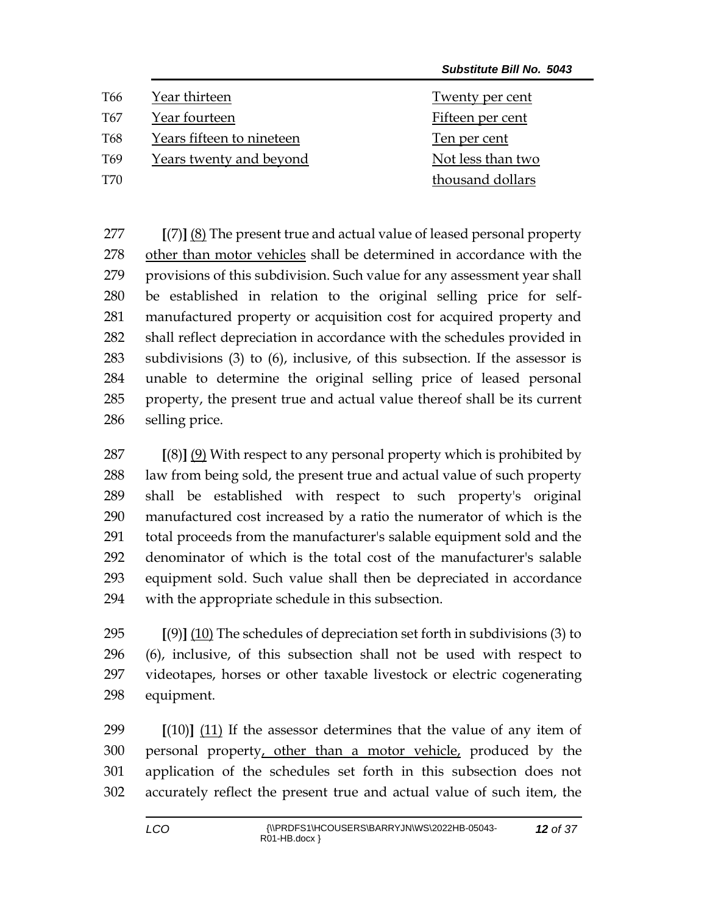| | | |
|---|---|---|
| T66 | Year thirteen | Twenty per cent |
| T67 | Year fourteen | Fifteen per cent |
| T68 | Years fifteen to nineteen | Ten per cent |
| T69 | Years twenty and beyond | Not less than two |
| T70 | | thousand dollars |

277 [(7)] (8) The present true and actual value of leased personal property
278 other than motor vehicles shall be determined in accordance with the
279 provisions of this subdivision. Such value for any assessment year shall
280 be established in relation to the original selling price for self-
281 manufactured property or acquisition cost for acquired property and
282 shall reflect depreciation in accordance with the schedules provided in
283 subdivisions (3) to (6), inclusive, of this subsection. If the assessor is
284 unable to determine the original selling price of leased personal
285 property, the present true and actual value thereof shall be its current
286 selling price.

287 [(8)] (9) With respect to any personal property which is prohibited by
288 law from being sold, the present true and actual value of such property
289 shall be established with respect to such property's original
290 manufactured cost increased by a ratio the numerator of which is the
291 total proceeds from the manufacturer's salable equipment sold and the
292 denominator of which is the total cost of the manufacturer's salable
293 equipment sold. Such value shall then be depreciated in accordance
294 with the appropriate schedule in this subsection.

295 [(9)] (10) The schedules of depreciation set forth in subdivisions (3) to
296 (6), inclusive, of this subsection shall not be used with respect to
297 videotapes, horses or other taxable livestock or electric cogenerating
298 equipment.

299 [(10)] (11) If the assessor determines that the value of any item of
300 personal property, other than a motor vehicle, produced by the
301 application of the schedules set forth in this subsection does not
302 accurately reflect the present true and actual value of such item, the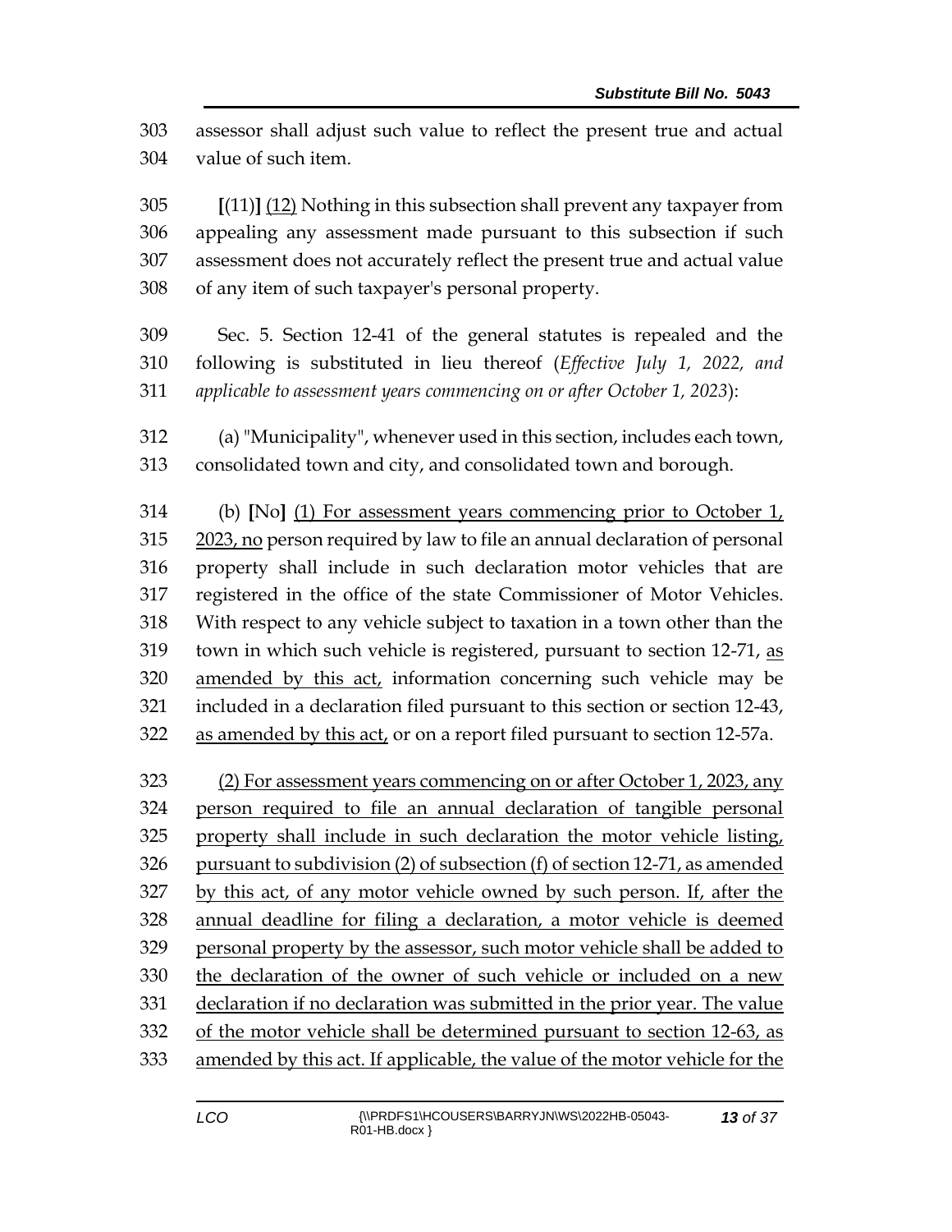assessor shall adjust such value to reflect the present true and actual value of such item.

[(11)] (12) Nothing in this subsection shall prevent any taxpayer from appealing any assessment made pursuant to this subsection if such assessment does not accurately reflect the present true and actual value of any item of such taxpayer's personal property.

Sec. 5. Section 12-41 of the general statutes is repealed and the following is substituted in lieu thereof (*Effective July 1, 2022, and applicable to assessment years commencing on or after October 1, 2023*):

(a) "Municipality", whenever used in this section, includes each town, consolidated town and city, and consolidated town and borough.

(b) [No] (1) For assessment years commencing prior to October 1, 2023, no person required by law to file an annual declaration of personal property shall include in such declaration motor vehicles that are registered in the office of the state Commissioner of Motor Vehicles. With respect to any vehicle subject to taxation in a town other than the town in which such vehicle is registered, pursuant to section 12-71, as amended by this act, information concerning such vehicle may be included in a declaration filed pursuant to this section or section 12-43, as amended by this act, or on a report filed pursuant to section 12-57a.

(2) For assessment years commencing on or after October 1, 2023, any person required to file an annual declaration of tangible personal property shall include in such declaration the motor vehicle listing, pursuant to subdivision (2) of subsection (f) of section 12-71, as amended by this act, of any motor vehicle owned by such person. If, after the annual deadline for filing a declaration, a motor vehicle is deemed personal property by the assessor, such motor vehicle shall be added to the declaration of the owner of such vehicle or included on a new declaration if no declaration was submitted in the prior year. The value of the motor vehicle shall be determined pursuant to section 12-63, as amended by this act. If applicable, the value of the motor vehicle for the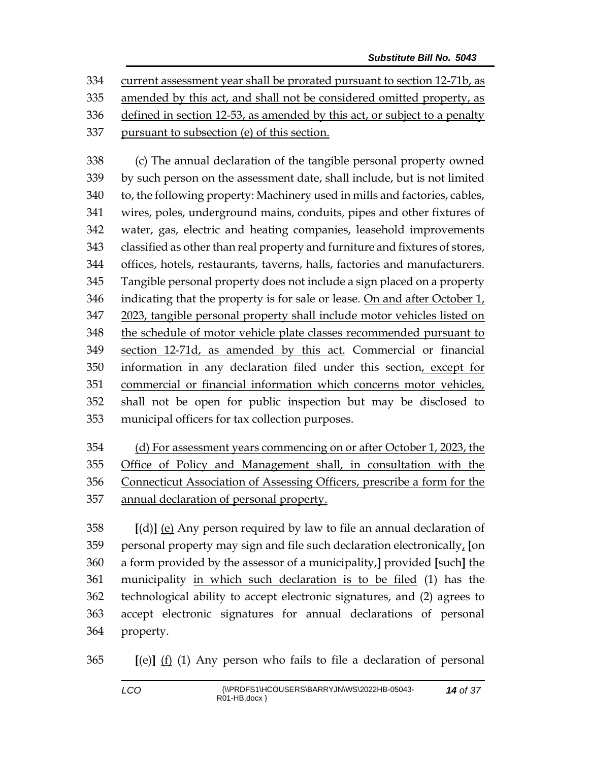334 current assessment year shall be prorated pursuant to section 12-71b, as
335 amended by this act, and shall not be considered omitted property, as
336 defined in section 12-53, as amended by this act, or subject to a penalty
337 pursuant to subsection (e) of this section.

338 (c) The annual declaration of the tangible personal property owned
339 by such person on the assessment date, shall include, but is not limited
340 to, the following property: Machinery used in mills and factories, cables,
341 wires, poles, underground mains, conduits, pipes and other fixtures of
342 water, gas, electric and heating companies, leasehold improvements
343 classified as other than real property and furniture and fixtures of stores,
344 offices, hotels, restaurants, taverns, halls, factories and manufacturers.
345 Tangible personal property does not include a sign placed on a property
346 indicating that the property is for sale or lease. On and after October 1,
347 2023, tangible personal property shall include motor vehicles listed on
348 the schedule of motor vehicle plate classes recommended pursuant to
349 section 12-71d, as amended by this act. Commercial or financial
350 information in any declaration filed under this section, except for
351 commercial or financial information which concerns motor vehicles,
352 shall not be open for public inspection but may be disclosed to
353 municipal officers for tax collection purposes.

354 (d) For assessment years commencing on or after October 1, 2023, the
355 Office of Policy and Management shall, in consultation with the
356 Connecticut Association of Assessing Officers, prescribe a form for the
357 annual declaration of personal property.

358 [(d)] (e) Any person required by law to file an annual declaration of
359 personal property may sign and file such declaration electronically, [on
360 a form provided by the assessor of a municipality,] provided [such] the
361 municipality in which such declaration is to be filed (1) has the
362 technological ability to accept electronic signatures, and (2) agrees to
363 accept electronic signatures for annual declarations of personal
364 property.

365 [(e)] (f) (1) Any person who fails to file a declaration of personal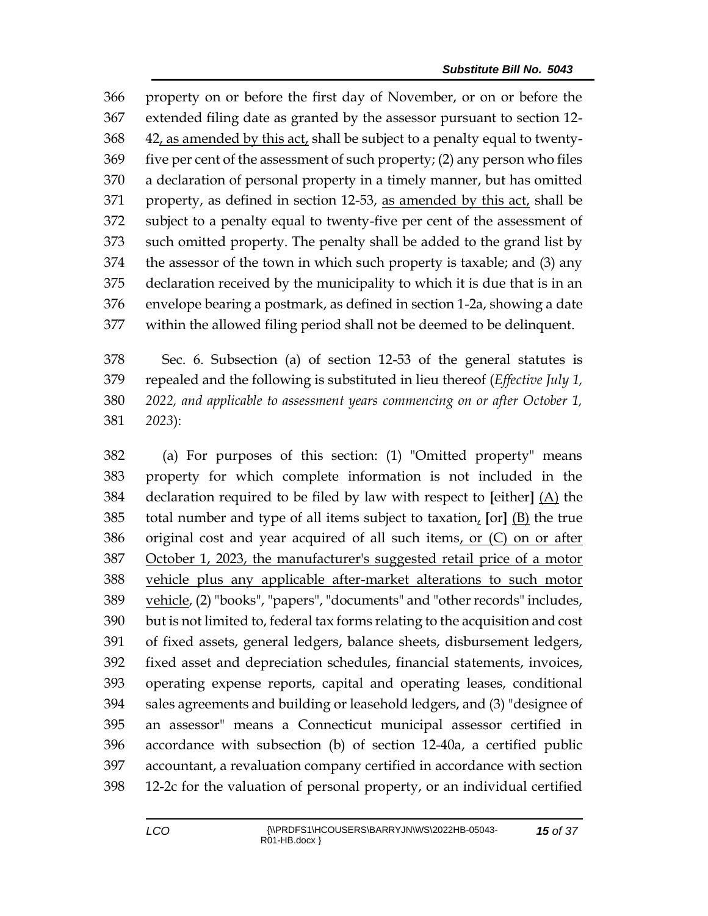366 property on or before the first day of November, or on or before the
367 extended filing date as granted by the assessor pursuant to section 12-
368 42, as amended by this act, shall be subject to a penalty equal to twenty-
369 five per cent of the assessment of such property; (2) any person who files
370 a declaration of personal property in a timely manner, but has omitted
371 property, as defined in section 12-53, as amended by this act, shall be
372 subject to a penalty equal to twenty-five per cent of the assessment of
373 such omitted property. The penalty shall be added to the grand list by
374 the assessor of the town in which such property is taxable; and (3) any
375 declaration received by the municipality to which it is due that is in an
376 envelope bearing a postmark, as defined in section 1-2a, showing a date
377 within the allowed filing period shall not be deemed to be delinquent.

378 Sec. 6. Subsection (a) of section 12-53 of the general statutes is
379 repealed and the following is substituted in lieu thereof (*Effective July 1,*
380 *2022, and applicable to assessment years commencing on or after October 1,*
381 *2023*):

382 (a) For purposes of this section: (1) "Omitted property" means
383 property for which complete information is not included in the
384 declaration required to be filed by law with respect to **[**either**]** (A) the
385 total number and type of all items subject to taxation, **[**or**]** (B) the true
386 original cost and year acquired of all such items, or (C) on or after
387 October 1, 2023, the manufacturer's suggested retail price of a motor
388 vehicle plus any applicable after-market alterations to such motor
389 vehicle, (2) "books", "papers", "documents" and "other records" includes,
390 but is not limited to, federal tax forms relating to the acquisition and cost
391 of fixed assets, general ledgers, balance sheets, disbursement ledgers,
392 fixed asset and depreciation schedules, financial statements, invoices,
393 operating expense reports, capital and operating leases, conditional
394 sales agreements and building or leasehold ledgers, and (3) "designee of
395 an assessor" means a Connecticut municipal assessor certified in
396 accordance with subsection (b) of section 12-40a, a certified public
397 accountant, a revaluation company certified in accordance with section
398 12-2c for the valuation of personal property, or an individual certified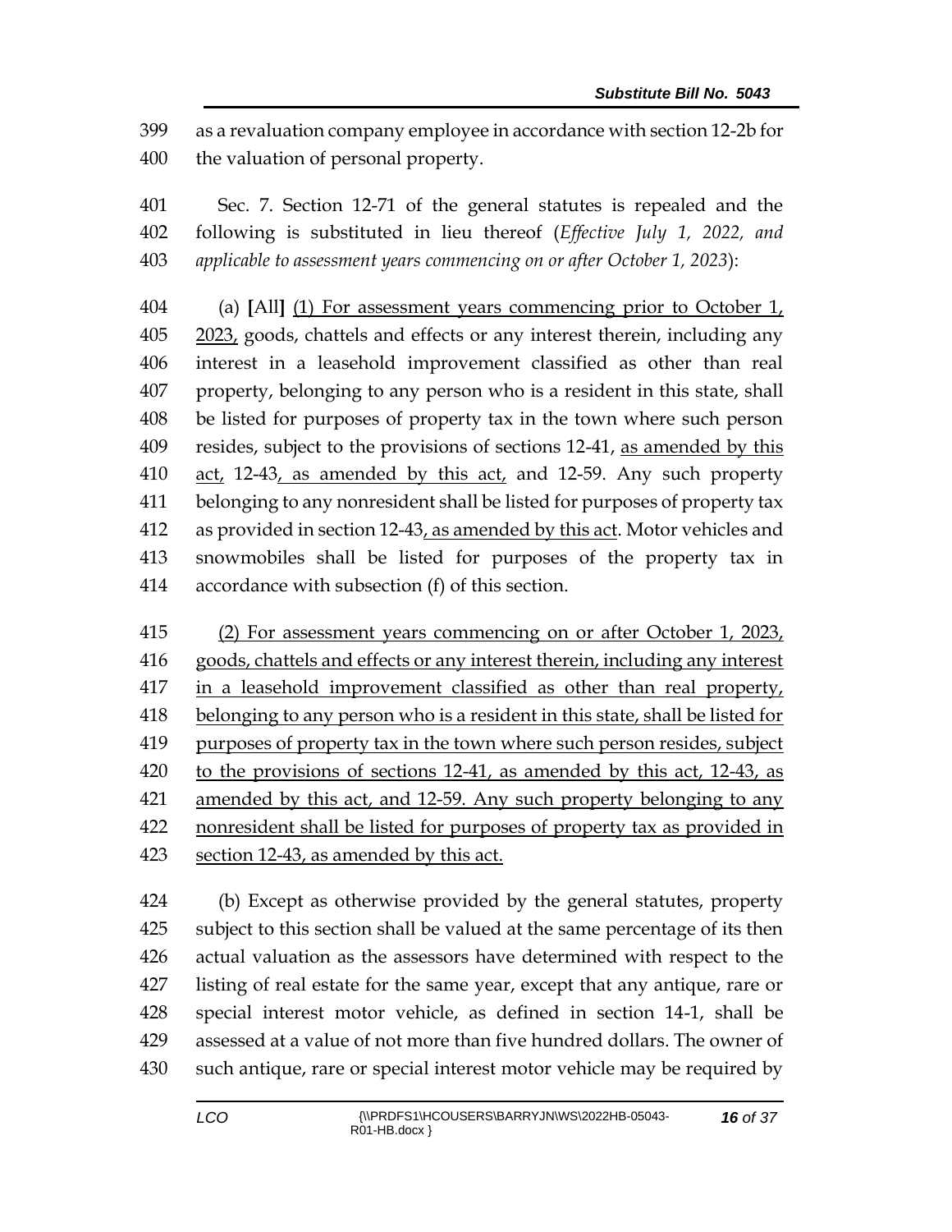as a revaluation company employee in accordance with section 12-2b for the valuation of personal property.

Sec. 7. Section 12-71 of the general statutes is repealed and the following is substituted in lieu thereof (*Effective July 1, 2022, and applicable to assessment years commencing on or after October 1, 2023*):

(a) **[**All**]** <u>(1) For assessment years commencing prior to October 1, 2023,</u> goods, chattels and effects or any interest therein, including any interest in a leasehold improvement classified as other than real property, belonging to any person who is a resident in this state, shall be listed for purposes of property tax in the town where such person resides, subject to the provisions of sections 12-41, <u>as amended by this act,</u> 12-43<u>, as amended by this act,</u> and 12-59. Any such property belonging to any nonresident shall be listed for purposes of property tax as provided in section 12-43<u>, as amended by this act</u>. Motor vehicles and snowmobiles shall be listed for purposes of the property tax in accordance with subsection (f) of this section.

<u>(2) For assessment years commencing on or after October 1, 2023, goods, chattels and effects or any interest therein, including any interest in a leasehold improvement classified as other than real property, belonging to any person who is a resident in this state, shall be listed for purposes of property tax in the town where such person resides, subject to the provisions of sections 12-41, as amended by this act, 12-43, as amended by this act, and 12-59. Any such property belonging to any nonresident shall be listed for purposes of property tax as provided in section 12-43, as amended by this act.</u>

(b) Except as otherwise provided by the general statutes, property subject to this section shall be valued at the same percentage of its then actual valuation as the assessors have determined with respect to the listing of real estate for the same year, except that any antique, rare or special interest motor vehicle, as defined in section 14-1, shall be assessed at a value of not more than five hundred dollars. The owner of such antique, rare or special interest motor vehicle may be required by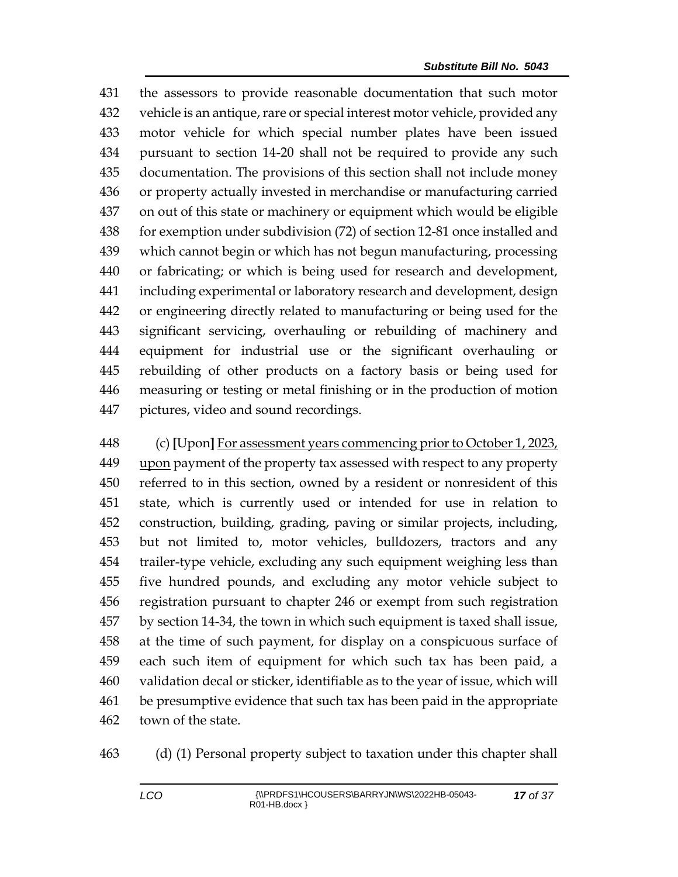431 the assessors to provide reasonable documentation that such motor
432 vehicle is an antique, rare or special interest motor vehicle, provided any
433 motor vehicle for which special number plates have been issued
434 pursuant to section 14-20 shall not be required to provide any such
435 documentation. The provisions of this section shall not include money
436 or property actually invested in merchandise or manufacturing carried
437 on out of this state or machinery or equipment which would be eligible
438 for exemption under subdivision (72) of section 12-81 once installed and
439 which cannot begin or which has not begun manufacturing, processing
440 or fabricating; or which is being used for research and development,
441 including experimental or laboratory research and development, design
442 or engineering directly related to manufacturing or being used for the
443 significant servicing, overhauling or rebuilding of machinery and
444 equipment for industrial use or the significant overhauling or
445 rebuilding of other products on a factory basis or being used for
446 measuring or testing or metal finishing or in the production of motion
447 pictures, video and sound recordings.

448 (c) **[**Upon**]** <u>For assessment years commencing prior to October 1, 2023,</u>
449 <u>upon</u> payment of the property tax assessed with respect to any property
450 referred to in this section, owned by a resident or nonresident of this
451 state, which is currently used or intended for use in relation to
452 construction, building, grading, paving or similar projects, including,
453 but not limited to, motor vehicles, bulldozers, tractors and any
454 trailer-type vehicle, excluding any such equipment weighing less than
455 five hundred pounds, and excluding any motor vehicle subject to
456 registration pursuant to chapter 246 or exempt from such registration
457 by section 14-34, the town in which such equipment is taxed shall issue,
458 at the time of such payment, for display on a conspicuous surface of
459 each such item of equipment for which such tax has been paid, a
460 validation decal or sticker, identifiable as to the year of issue, which will
461 be presumptive evidence that such tax has been paid in the appropriate
462 town of the state.

463 (d) (1) Personal property subject to taxation under this chapter shall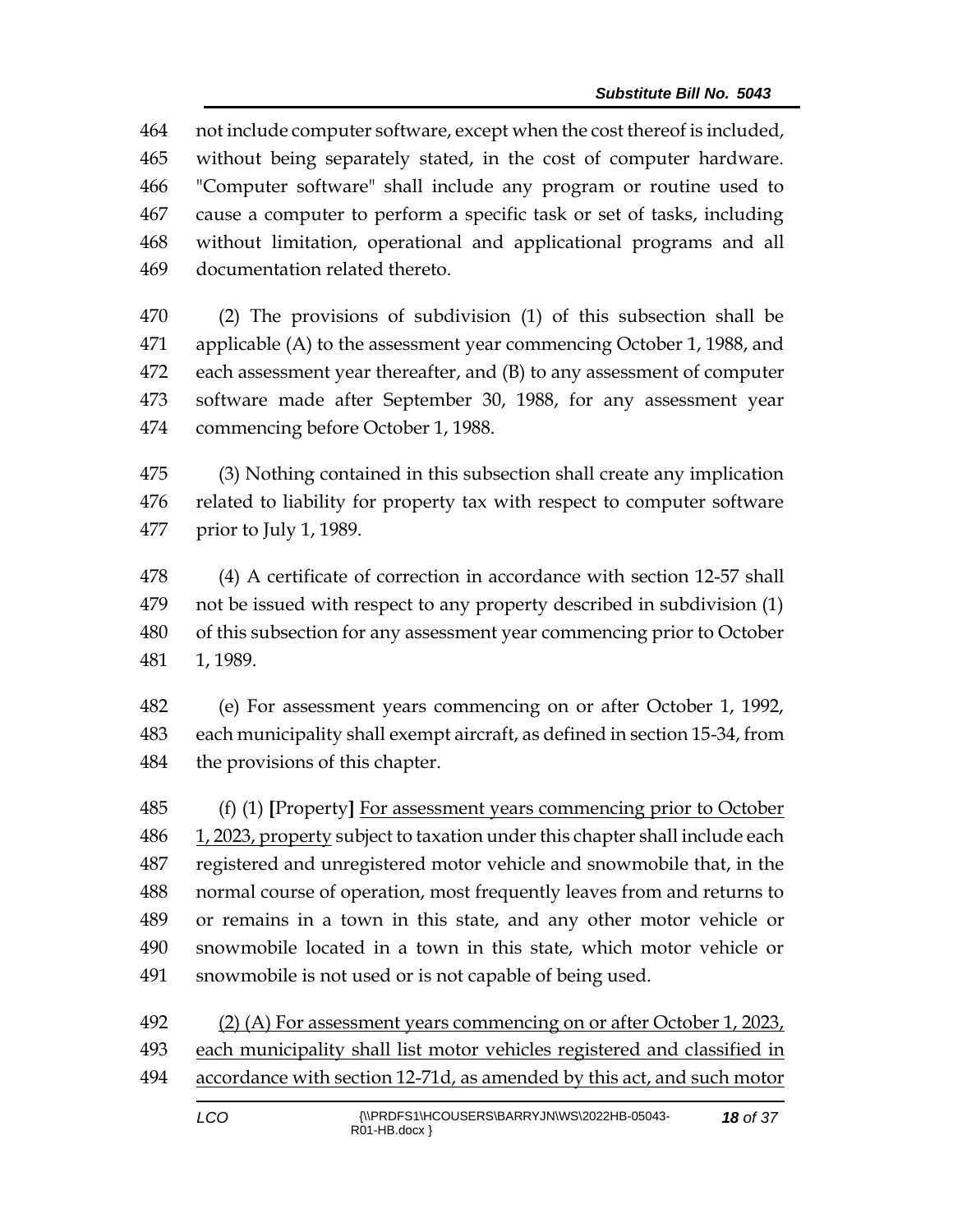464 not include computer software, except when the cost thereof is included,
465 without being separately stated, in the cost of computer hardware.
466 "Computer software" shall include any program or routine used to
467 cause a computer to perform a specific task or set of tasks, including
468 without limitation, operational and applicational programs and all
469 documentation related thereto.

470 (2) The provisions of subdivision (1) of this subsection shall be
471 applicable (A) to the assessment year commencing October 1, 1988, and
472 each assessment year thereafter, and (B) to any assessment of computer
473 software made after September 30, 1988, for any assessment year
474 commencing before October 1, 1988.

475 (3) Nothing contained in this subsection shall create any implication
476 related to liability for property tax with respect to computer software
477 prior to July 1, 1989.

478 (4) A certificate of correction in accordance with section 12-57 shall
479 not be issued with respect to any property described in subdivision (1)
480 of this subsection for any assessment year commencing prior to October
481 1, 1989.

482 (e) For assessment years commencing on or after October 1, 1992,
483 each municipality shall exempt aircraft, as defined in section 15-34, from
484 the provisions of this chapter.

485 (f) (1) **[**Property**]** <u>For assessment years commencing prior to October</u>
486 <u>1, 2023, property</u> subject to taxation under this chapter shall include each
487 registered and unregistered motor vehicle and snowmobile that, in the
488 normal course of operation, most frequently leaves from and returns to
489 or remains in a town in this state, and any other motor vehicle or
490 snowmobile located in a town in this state, which motor vehicle or
491 snowmobile is not used or is not capable of being used.

492 <u>(2) (A) For assessment years commencing on or after October 1, 2023,</u>
493 <u>each municipality shall list motor vehicles registered and classified in</u>
494 <u>accordance with section 12-71d, as amended by this act, and such motor</u>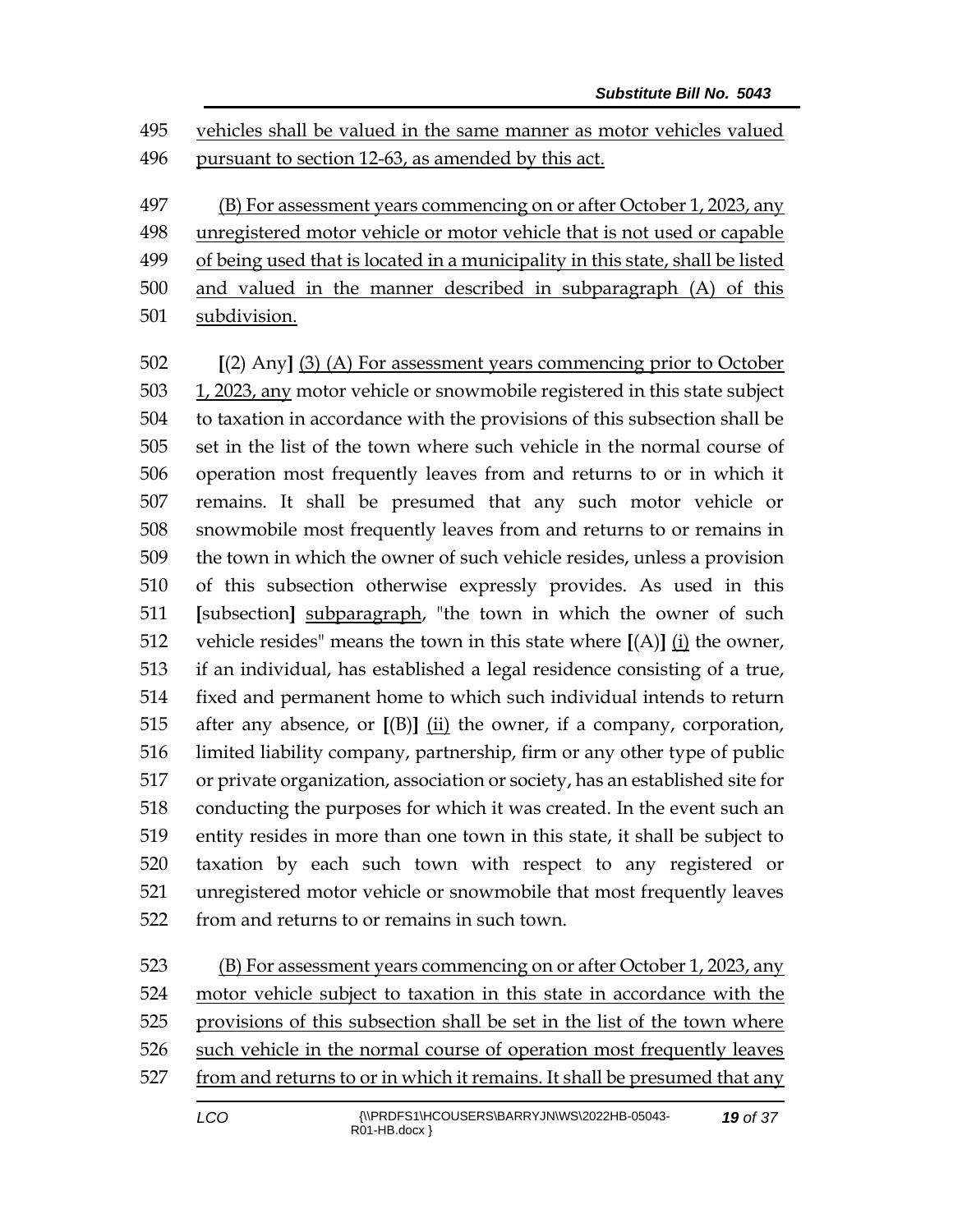495 vehicles shall be valued in the same manner as motor vehicles valued
496 pursuant to section 12-63, as amended by this act.

497 (B) For assessment years commencing on or after October 1, 2023, any
498 unregistered motor vehicle or motor vehicle that is not used or capable
499 of being used that is located in a municipality in this state, shall be listed
500 and valued in the manner described in subparagraph (A) of this
501 subdivision.

502 [(2) Any] (3) (A) For assessment years commencing prior to October
503 1, 2023, any motor vehicle or snowmobile registered in this state subject
504 to taxation in accordance with the provisions of this subsection shall be
505 set in the list of the town where such vehicle in the normal course of
506 operation most frequently leaves from and returns to or in which it
507 remains. It shall be presumed that any such motor vehicle or
508 snowmobile most frequently leaves from and returns to or remains in
509 the town in which the owner of such vehicle resides, unless a provision
510 of this subsection otherwise expressly provides. As used in this
511 [subsection] subparagraph, "the town in which the owner of such
512 vehicle resides" means the town in this state where [(A)] (i) the owner,
513 if an individual, has established a legal residence consisting of a true,
514 fixed and permanent home to which such individual intends to return
515 after any absence, or [(B)] (ii) the owner, if a company, corporation,
516 limited liability company, partnership, firm or any other type of public
517 or private organization, association or society, has an established site for
518 conducting the purposes for which it was created. In the event such an
519 entity resides in more than one town in this state, it shall be subject to
520 taxation by each such town with respect to any registered or
521 unregistered motor vehicle or snowmobile that most frequently leaves
522 from and returns to or remains in such town.

523 (B) For assessment years commencing on or after October 1, 2023, any
524 motor vehicle subject to taxation in this state in accordance with the
525 provisions of this subsection shall be set in the list of the town where
526 such vehicle in the normal course of operation most frequently leaves
527 from and returns to or in which it remains. It shall be presumed that any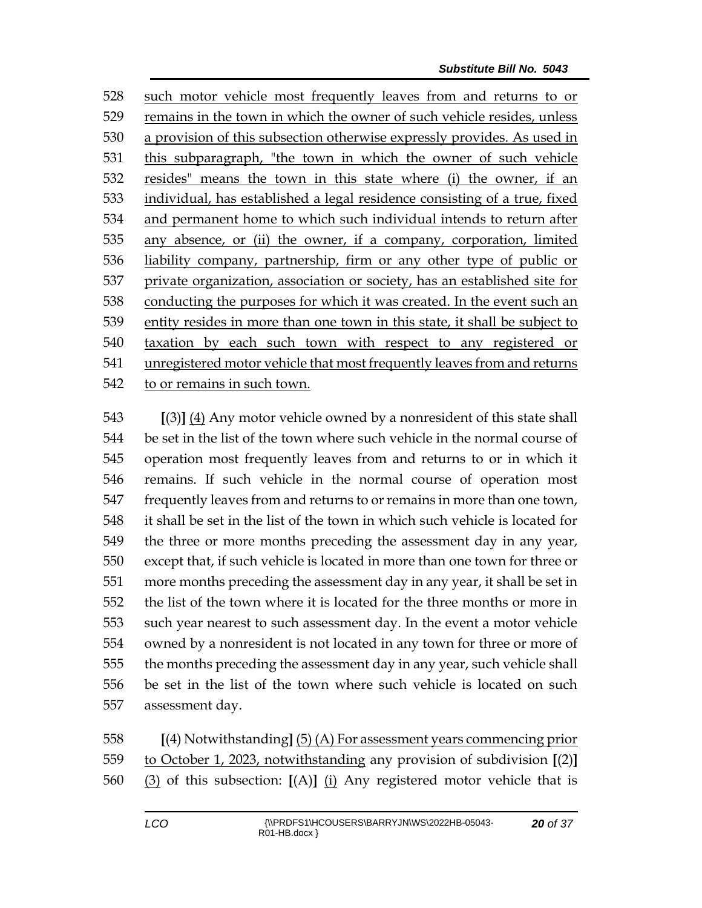528 such motor vehicle most frequently leaves from and returns to or
529 remains in the town in which the owner of such vehicle resides, unless
530 a provision of this subsection otherwise expressly provides. As used in
531 this subparagraph, "the town in which the owner of such vehicle
532 resides" means the town in this state where (i) the owner, if an
533 individual, has established a legal residence consisting of a true, fixed
534 and permanent home to which such individual intends to return after
535 any absence, or (ii) the owner, if a company, corporation, limited
536 liability company, partnership, firm or any other type of public or
537 private organization, association or society, has an established site for
538 conducting the purposes for which it was created. In the event such an
539 entity resides in more than one town in this state, it shall be subject to
540 taxation by each such town with respect to any registered or
541 unregistered motor vehicle that most frequently leaves from and returns
542 to or remains in such town.

543 [(3)] (4) Any motor vehicle owned by a nonresident of this state shall
544 be set in the list of the town where such vehicle in the normal course of
545 operation most frequently leaves from and returns to or in which it
546 remains. If such vehicle in the normal course of operation most
547 frequently leaves from and returns to or remains in more than one town,
548 it shall be set in the list of the town in which such vehicle is located for
549 the three or more months preceding the assessment day in any year,
550 except that, if such vehicle is located in more than one town for three or
551 more months preceding the assessment day in any year, it shall be set in
552 the list of the town where it is located for the three months or more in
553 such year nearest to such assessment day. In the event a motor vehicle
554 owned by a nonresident is not located in any town for three or more of
555 the months preceding the assessment day in any year, such vehicle shall
556 be set in the list of the town where such vehicle is located on such
557 assessment day.

558 [(4) Notwithstanding] (5) (A) For assessment years commencing prior
559 to October 1, 2023, notwithstanding any provision of subdivision [(2)]
560 (3) of this subsection: [(A)] (i) Any registered motor vehicle that is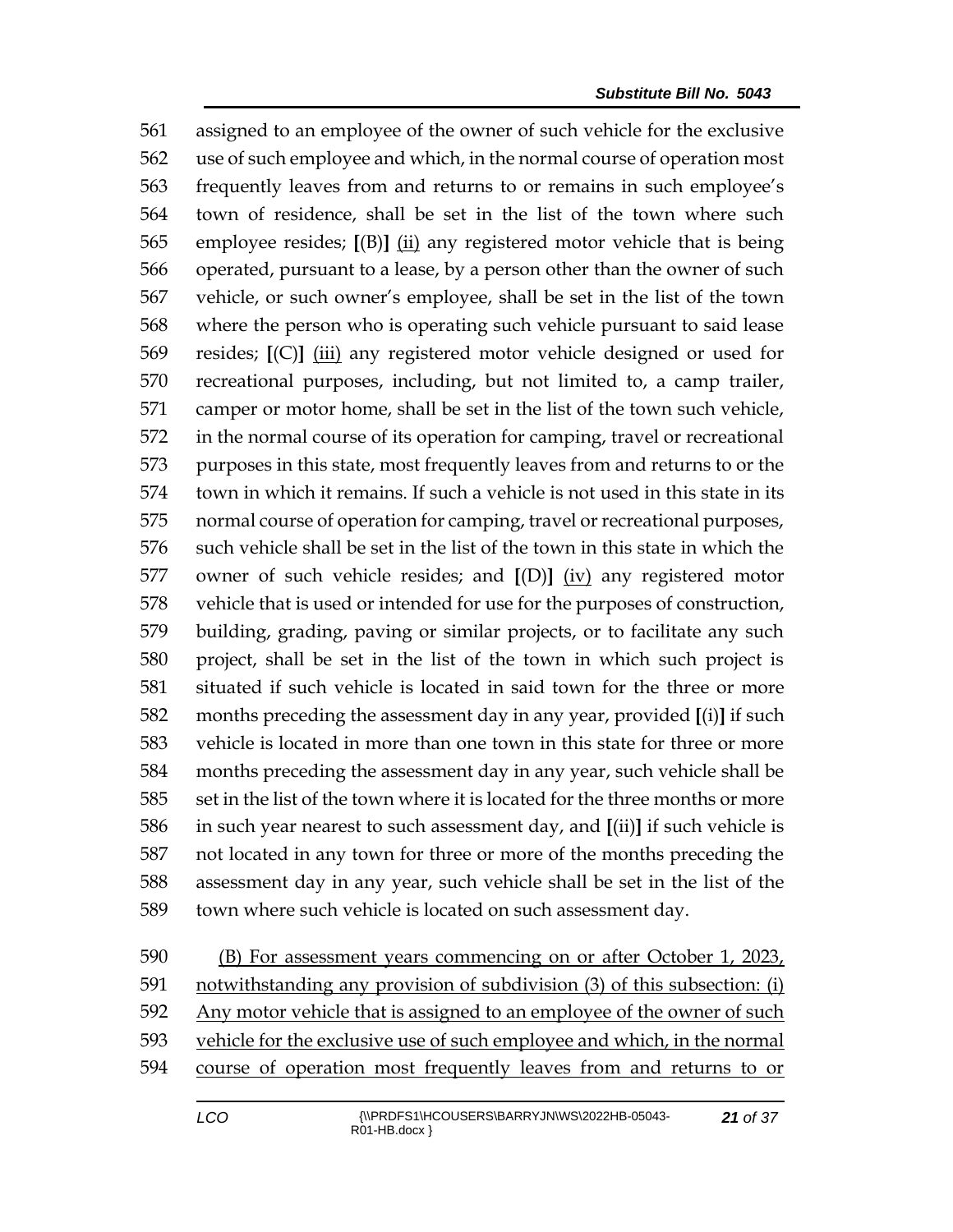561 assigned to an employee of the owner of such vehicle for the exclusive
562 use of such employee and which, in the normal course of operation most
563 frequently leaves from and returns to or remains in such employee's
564 town of residence, shall be set in the list of the town where such
565 employee resides; **[**(B)**]** <u>(ii)</u> any registered motor vehicle that is being
566 operated, pursuant to a lease, by a person other than the owner of such
567 vehicle, or such owner's employee, shall be set in the list of the town
568 where the person who is operating such vehicle pursuant to said lease
569 resides; **[**(C)**]** <u>(iii)</u> any registered motor vehicle designed or used for
570 recreational purposes, including, but not limited to, a camp trailer,
571 camper or motor home, shall be set in the list of the town such vehicle,
572 in the normal course of its operation for camping, travel or recreational
573 purposes in this state, most frequently leaves from and returns to or the
574 town in which it remains. If such a vehicle is not used in this state in its
575 normal course of operation for camping, travel or recreational purposes,
576 such vehicle shall be set in the list of the town in this state in which the
577 owner of such vehicle resides; and **[**(D)**]** <u>(iv)</u> any registered motor
578 vehicle that is used or intended for use for the purposes of construction,
579 building, grading, paving or similar projects, or to facilitate any such
580 project, shall be set in the list of the town in which such project is
581 situated if such vehicle is located in said town for the three or more
582 months preceding the assessment day in any year, provided **[**(i)**]** if such
583 vehicle is located in more than one town in this state for three or more
584 months preceding the assessment day in any year, such vehicle shall be
585 set in the list of the town where it is located for the three months or more
586 in such year nearest to such assessment day, and **[**(ii)**]** if such vehicle is
587 not located in any town for three or more of the months preceding the
588 assessment day in any year, such vehicle shall be set in the list of the
589 town where such vehicle is located on such assessment day.

590 <u>(B) For assessment years commencing on or after October 1, 2023,</u>
591 <u>notwithstanding any provision of subdivision (3) of this subsection: (i)</u>
592 <u>Any motor vehicle that is assigned to an employee of the owner of such</u>
593 <u>vehicle for the exclusive use of such employee and which, in the normal</u>
594 <u>course of operation most frequently leaves from and returns to or</u>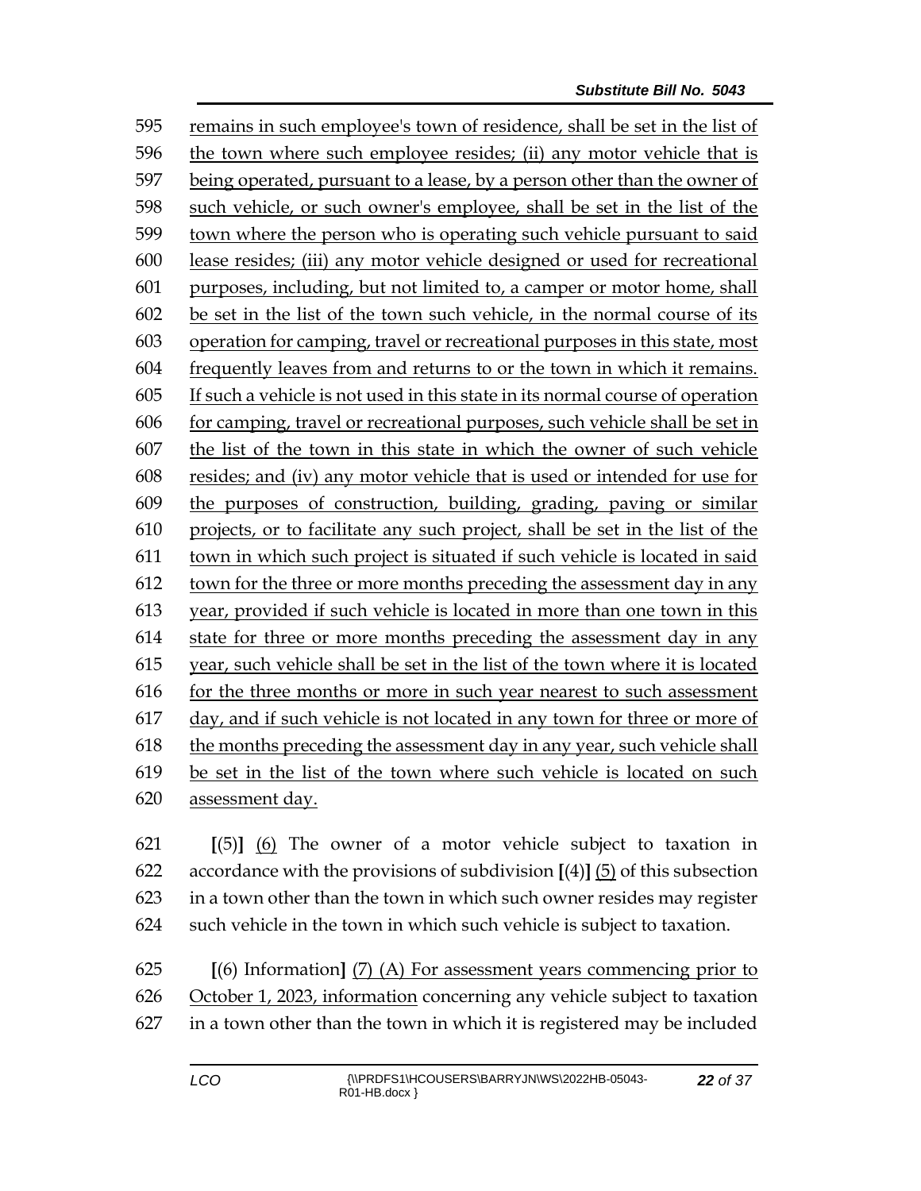595 remains in such employee's town of residence, shall be set in the list of
596 the town where such employee resides; (ii) any motor vehicle that is
597 being operated, pursuant to a lease, by a person other than the owner of
598 such vehicle, or such owner's employee, shall be set in the list of the
599 town where the person who is operating such vehicle pursuant to said
600 lease resides; (iii) any motor vehicle designed or used for recreational
601 purposes, including, but not limited to, a camper or motor home, shall
602 be set in the list of the town such vehicle, in the normal course of its
603 operation for camping, travel or recreational purposes in this state, most
604 frequently leaves from and returns to or the town in which it remains.
605 If such a vehicle is not used in this state in its normal course of operation
606 for camping, travel or recreational purposes, such vehicle shall be set in
607 the list of the town in this state in which the owner of such vehicle
608 resides; and (iv) any motor vehicle that is used or intended for use for
609 the purposes of construction, building, grading, paving or similar
610 projects, or to facilitate any such project, shall be set in the list of the
611 town in which such project is situated if such vehicle is located in said
612 town for the three or more months preceding the assessment day in any
613 year, provided if such vehicle is located in more than one town in this
614 state for three or more months preceding the assessment day in any
615 year, such vehicle shall be set in the list of the town where it is located
616 for the three months or more in such year nearest to such assessment
617 day, and if such vehicle is not located in any town for three or more of
618 the months preceding the assessment day in any year, such vehicle shall
619 be set in the list of the town where such vehicle is located on such
620 assessment day.

621 **[**(5)**]** (6) The owner of a motor vehicle subject to taxation in
622 accordance with the provisions of subdivision **[**(4)**]** (5) of this subsection
623 in a town other than the town in which such owner resides may register
624 such vehicle in the town in which such vehicle is subject to taxation.

625 **[**(6) Information**]** (7) (A) For assessment years commencing prior to
626 October 1, 2023, information concerning any vehicle subject to taxation
627 in a town other than the town in which it is registered may be included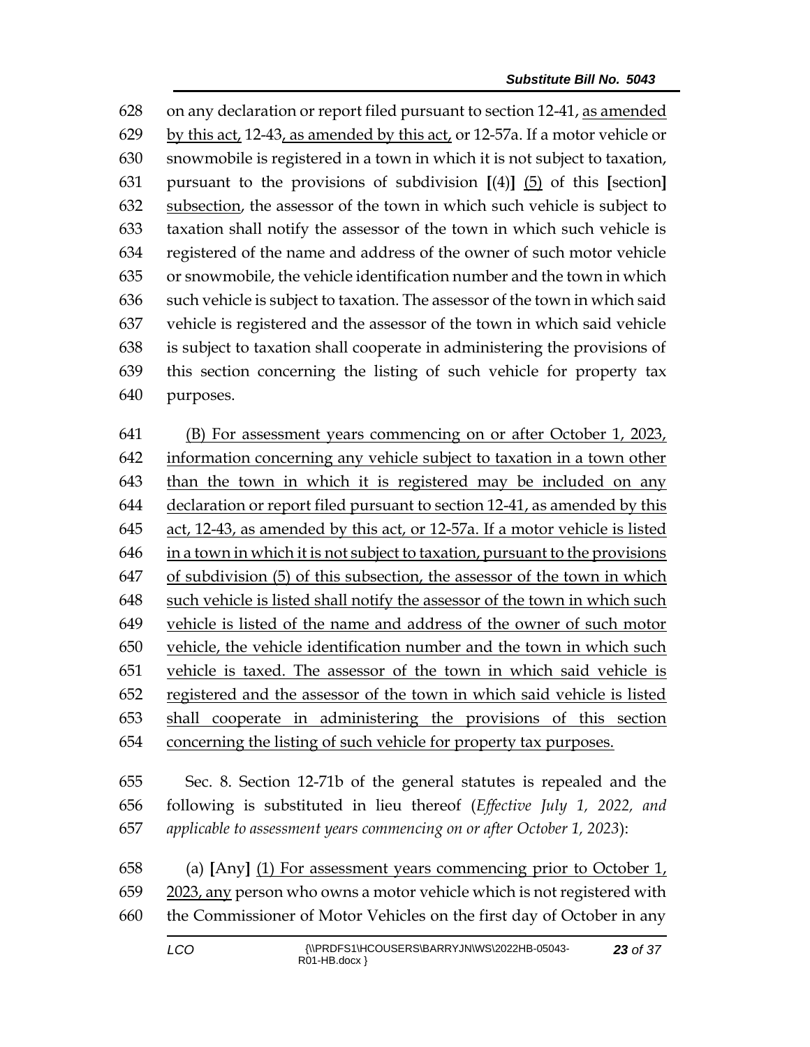628 on any declaration or report filed pursuant to section 12-41, <u>as amended</u>
629 <u>by this act,</u> 12-43<u>, as amended by this act,</u> or 12-57a. If a motor vehicle or
630 snowmobile is registered in a town in which it is not subject to taxation,
631 pursuant to the provisions of subdivision **[**(4)**]** <u>(5)</u> of this **[**section**]**
632 <u>subsection</u>, the assessor of the town in which such vehicle is subject to
633 taxation shall notify the assessor of the town in which such vehicle is
634 registered of the name and address of the owner of such motor vehicle
635 or snowmobile, the vehicle identification number and the town in which
636 such vehicle is subject to taxation. The assessor of the town in which said
637 vehicle is registered and the assessor of the town in which said vehicle
638 is subject to taxation shall cooperate in administering the provisions of
639 this section concerning the listing of such vehicle for property tax
640 purposes.

641 <u>(B) For assessment years commencing on or after October 1, 2023,</u>
642 <u>information concerning any vehicle subject to taxation in a town other</u>
643 <u>than the town in which it is registered may be included on any</u>
644 <u>declaration or report filed pursuant to section 12-41, as amended by this</u>
645 <u>act, 12-43, as amended by this act, or 12-57a. If a motor vehicle is listed</u>
646 <u>in a town in which it is not subject to taxation, pursuant to the provisions</u>
647 <u>of subdivision (5) of this subsection, the assessor of the town in which</u>
648 <u>such vehicle is listed shall notify the assessor of the town in which such</u>
649 <u>vehicle is listed of the name and address of the owner of such motor</u>
650 <u>vehicle, the vehicle identification number and the town in which such</u>
651 <u>vehicle is taxed. The assessor of the town in which said vehicle is</u>
652 <u>registered and the assessor of the town in which said vehicle is listed</u>
653 <u>shall cooperate in administering the provisions of this section</u>
654 <u>concerning the listing of such vehicle for property tax purposes.</u>

655 Sec. 8. Section 12-71b of the general statutes is repealed and the
656 following is substituted in lieu thereof (*Effective July 1, 2022, and*
657 *applicable to assessment years commencing on or after October 1, 2023*):

658 (a) **[**Any**]** <u>(1) For assessment years commencing prior to October 1,</u>
659 <u>2023, any</u> person who owns a motor vehicle which is not registered with
660 the Commissioner of Motor Vehicles on the first day of October in any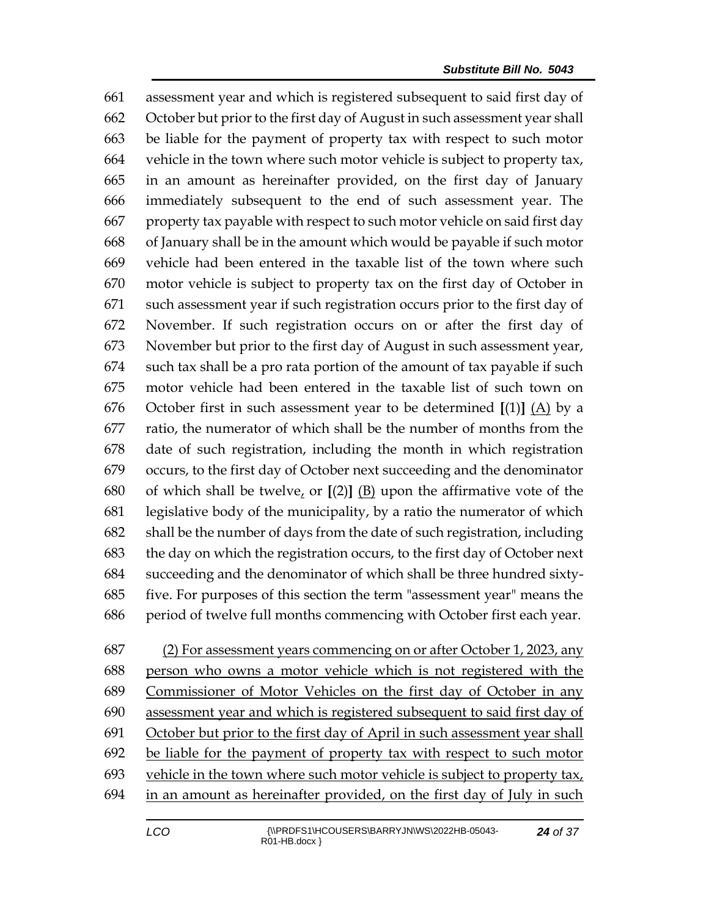assessment year and which is registered subsequent to said first day of October but prior to the first day of August in such assessment year shall be liable for the payment of property tax with respect to such motor vehicle in the town where such motor vehicle is subject to property tax, in an amount as hereinafter provided, on the first day of January immediately subsequent to the end of such assessment year. The property tax payable with respect to such motor vehicle on said first day of January shall be in the amount which would be payable if such motor vehicle had been entered in the taxable list of the town where such motor vehicle is subject to property tax on the first day of October in such assessment year if such registration occurs prior to the first day of November. If such registration occurs on or after the first day of November but prior to the first day of August in such assessment year, such tax shall be a pro rata portion of the amount of tax payable if such motor vehicle had been entered in the taxable list of such town on October first in such assessment year to be determined **[**(1)**]** <u>(A)</u> by a ratio, the numerator of which shall be the number of months from the date of such registration, including the month in which registration occurs, to the first day of October next succeeding and the denominator of which shall be twelve<u>,</u> or **[**(2)**]** <u>(B)</u> upon the affirmative vote of the legislative body of the municipality, by a ratio the numerator of which shall be the number of days from the date of such registration, including the day on which the registration occurs, to the first day of October next succeeding and the denominator of which shall be three hundred sixty-five. For purposes of this section the term "assessment year" means the period of twelve full months commencing with October first each year.

<u>(2) For assessment years commencing on or after October 1, 2023, any person who owns a motor vehicle which is not registered with the Commissioner of Motor Vehicles on the first day of October in any assessment year and which is registered subsequent to said first day of October but prior to the first day of April in such assessment year shall be liable for the payment of property tax with respect to such motor vehicle in the town where such motor vehicle is subject to property tax, in an amount as hereinafter provided, on the first day of July in such</u>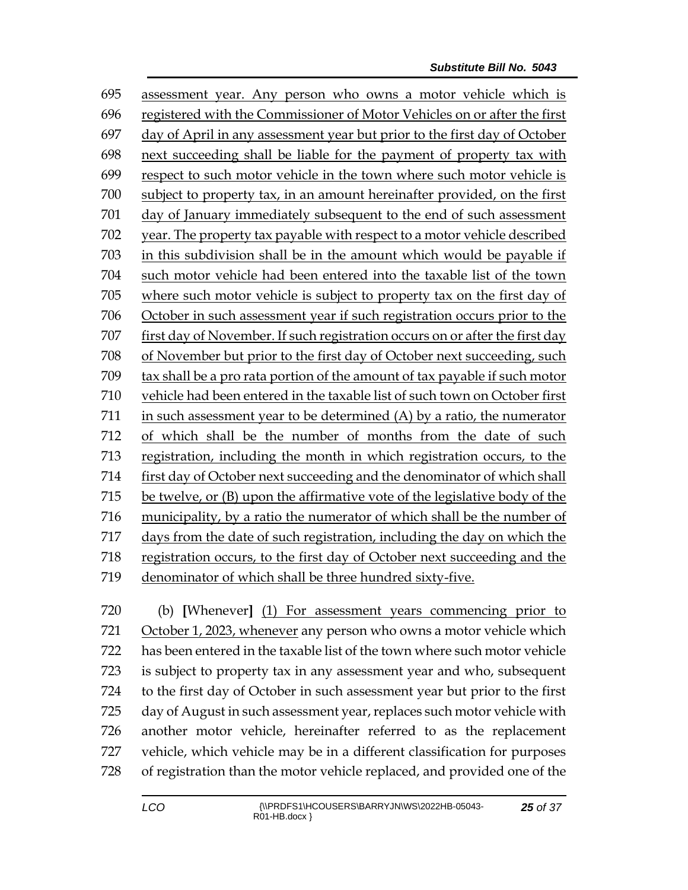695 assessment year. Any person who owns a motor vehicle which is
696 registered with the Commissioner of Motor Vehicles on or after the first
697 day of April in any assessment year but prior to the first day of October
698 next succeeding shall be liable for the payment of property tax with
699 respect to such motor vehicle in the town where such motor vehicle is
700 subject to property tax, in an amount hereinafter provided, on the first
701 day of January immediately subsequent to the end of such assessment
702 year. The property tax payable with respect to a motor vehicle described
703 in this subdivision shall be in the amount which would be payable if
704 such motor vehicle had been entered into the taxable list of the town
705 where such motor vehicle is subject to property tax on the first day of
706 October in such assessment year if such registration occurs prior to the
707 first day of November. If such registration occurs on or after the first day
708 of November but prior to the first day of October next succeeding, such
709 tax shall be a pro rata portion of the amount of tax payable if such motor
710 vehicle had been entered in the taxable list of such town on October first
711 in such assessment year to be determined (A) by a ratio, the numerator
712 of which shall be the number of months from the date of such
713 registration, including the month in which registration occurs, to the
714 first day of October next succeeding and the denominator of which shall
715 be twelve, or (B) upon the affirmative vote of the legislative body of the
716 municipality, by a ratio the numerator of which shall be the number of
717 days from the date of such registration, including the day on which the
718 registration occurs, to the first day of October next succeeding and the
719 denominator of which shall be three hundred sixty-five.

720 (b) **[**Whenever**]** (1) For assessment years commencing prior to
721 October 1, 2023, whenever any person who owns a motor vehicle which
722 has been entered in the taxable list of the town where such motor vehicle
723 is subject to property tax in any assessment year and who, subsequent
724 to the first day of October in such assessment year but prior to the first
725 day of August in such assessment year, replaces such motor vehicle with
726 another motor vehicle, hereinafter referred to as the replacement
727 vehicle, which vehicle may be in a different classification for purposes
728 of registration than the motor vehicle replaced, and provided one of the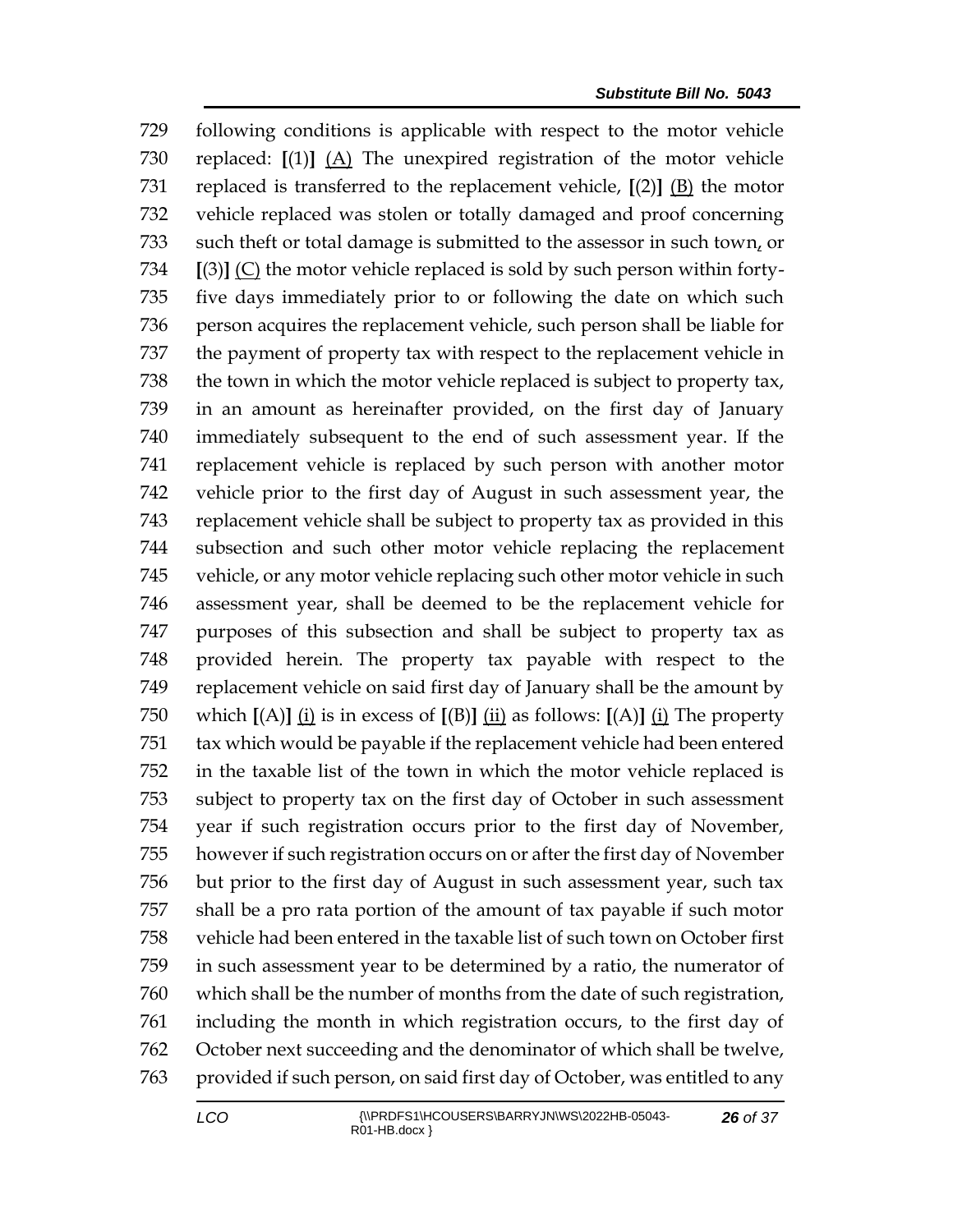729 following conditions is applicable with respect to the motor vehicle
730 replaced: [(1)] (A) The unexpired registration of the motor vehicle
731 replaced is transferred to the replacement vehicle, [(2)] (B) the motor
732 vehicle replaced was stolen or totally damaged and proof concerning
733 such theft or total damage is submitted to the assessor in such town, or
734 [(3)] (C) the motor vehicle replaced is sold by such person within forty-
735 five days immediately prior to or following the date on which such
736 person acquires the replacement vehicle, such person shall be liable for
737 the payment of property tax with respect to the replacement vehicle in
738 the town in which the motor vehicle replaced is subject to property tax,
739 in an amount as hereinafter provided, on the first day of January
740 immediately subsequent to the end of such assessment year. If the
741 replacement vehicle is replaced by such person with another motor
742 vehicle prior to the first day of August in such assessment year, the
743 replacement vehicle shall be subject to property tax as provided in this
744 subsection and such other motor vehicle replacing the replacement
745 vehicle, or any motor vehicle replacing such other motor vehicle in such
746 assessment year, shall be deemed to be the replacement vehicle for
747 purposes of this subsection and shall be subject to property tax as
748 provided herein. The property tax payable with respect to the
749 replacement vehicle on said first day of January shall be the amount by
750 which [(A)] (i) is in excess of [(B)] (ii) as follows: [(A)] (i) The property
751 tax which would be payable if the replacement vehicle had been entered
752 in the taxable list of the town in which the motor vehicle replaced is
753 subject to property tax on the first day of October in such assessment
754 year if such registration occurs prior to the first day of November,
755 however if such registration occurs on or after the first day of November
756 but prior to the first day of August in such assessment year, such tax
757 shall be a pro rata portion of the amount of tax payable if such motor
758 vehicle had been entered in the taxable list of such town on October first
759 in such assessment year to be determined by a ratio, the numerator of
760 which shall be the number of months from the date of such registration,
761 including the month in which registration occurs, to the first day of
762 October next succeeding and the denominator of which shall be twelve,
763 provided if such person, on said first day of October, was entitled to any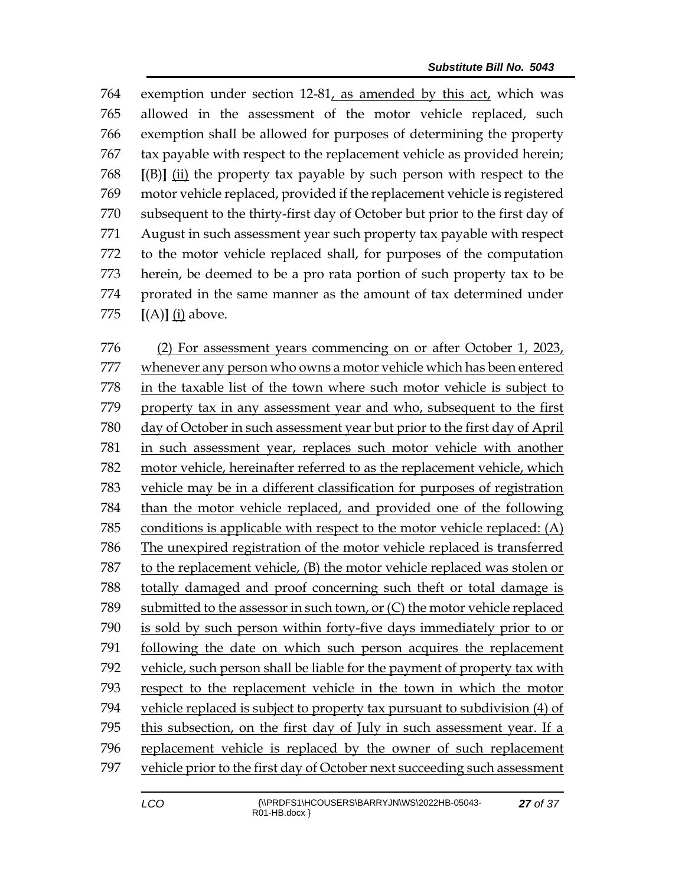exemption under section 12-81, as amended by this act, which was allowed in the assessment of the motor vehicle replaced, such exemption shall be allowed for purposes of determining the property tax payable with respect to the replacement vehicle as provided herein; [(B)] (ii) the property tax payable by such person with respect to the motor vehicle replaced, provided if the replacement vehicle is registered subsequent to the thirty-first day of October but prior to the first day of August in such assessment year such property tax payable with respect to the motor vehicle replaced shall, for purposes of the computation herein, be deemed to be a pro rata portion of such property tax to be prorated in the same manner as the amount of tax determined under [(A)] (i) above.

(2) For assessment years commencing on or after October 1, 2023, whenever any person who owns a motor vehicle which has been entered in the taxable list of the town where such motor vehicle is subject to property tax in any assessment year and who, subsequent to the first day of October in such assessment year but prior to the first day of April in such assessment year, replaces such motor vehicle with another motor vehicle, hereinafter referred to as the replacement vehicle, which vehicle may be in a different classification for purposes of registration than the motor vehicle replaced, and provided one of the following conditions is applicable with respect to the motor vehicle replaced: (A) The unexpired registration of the motor vehicle replaced is transferred to the replacement vehicle, (B) the motor vehicle replaced was stolen or totally damaged and proof concerning such theft or total damage is submitted to the assessor in such town, or (C) the motor vehicle replaced is sold by such person within forty-five days immediately prior to or following the date on which such person acquires the replacement vehicle, such person shall be liable for the payment of property tax with respect to the replacement vehicle in the town in which the motor vehicle replaced is subject to property tax pursuant to subdivision (4) of this subsection, on the first day of July in such assessment year. If a replacement vehicle is replaced by the owner of such replacement vehicle prior to the first day of October next succeeding such assessment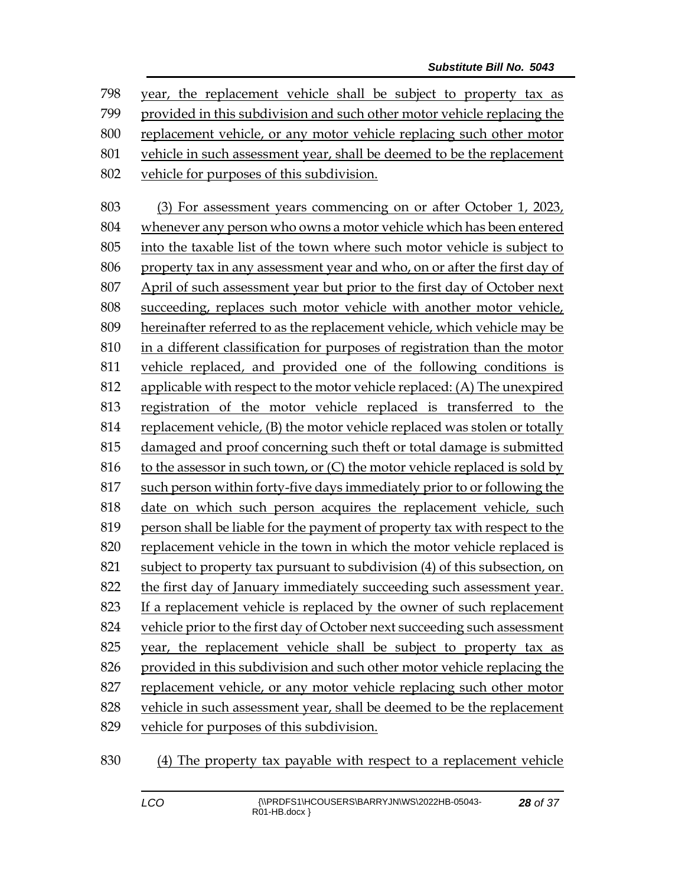year, the replacement vehicle shall be subject to property tax as provided in this subdivision and such other motor vehicle replacing the replacement vehicle, or any motor vehicle replacing such other motor vehicle in such assessment year, shall be deemed to be the replacement vehicle for purposes of this subdivision.

(3) For assessment years commencing on or after October 1, 2023, whenever any person who owns a motor vehicle which has been entered into the taxable list of the town where such motor vehicle is subject to property tax in any assessment year and who, on or after the first day of April of such assessment year but prior to the first day of October next succeeding, replaces such motor vehicle with another motor vehicle, hereinafter referred to as the replacement vehicle, which vehicle may be in a different classification for purposes of registration than the motor vehicle replaced, and provided one of the following conditions is applicable with respect to the motor vehicle replaced: (A) The unexpired registration of the motor vehicle replaced is transferred to the replacement vehicle, (B) the motor vehicle replaced was stolen or totally damaged and proof concerning such theft or total damage is submitted to the assessor in such town, or (C) the motor vehicle replaced is sold by such person within forty-five days immediately prior to or following the date on which such person acquires the replacement vehicle, such person shall be liable for the payment of property tax with respect to the replacement vehicle in the town in which the motor vehicle replaced is subject to property tax pursuant to subdivision (4) of this subsection, on the first day of January immediately succeeding such assessment year. If a replacement vehicle is replaced by the owner of such replacement vehicle prior to the first day of October next succeeding such assessment year, the replacement vehicle shall be subject to property tax as provided in this subdivision and such other motor vehicle replacing the replacement vehicle, or any motor vehicle replacing such other motor vehicle in such assessment year, shall be deemed to be the replacement vehicle for purposes of this subdivision.

(4) The property tax payable with respect to a replacement vehicle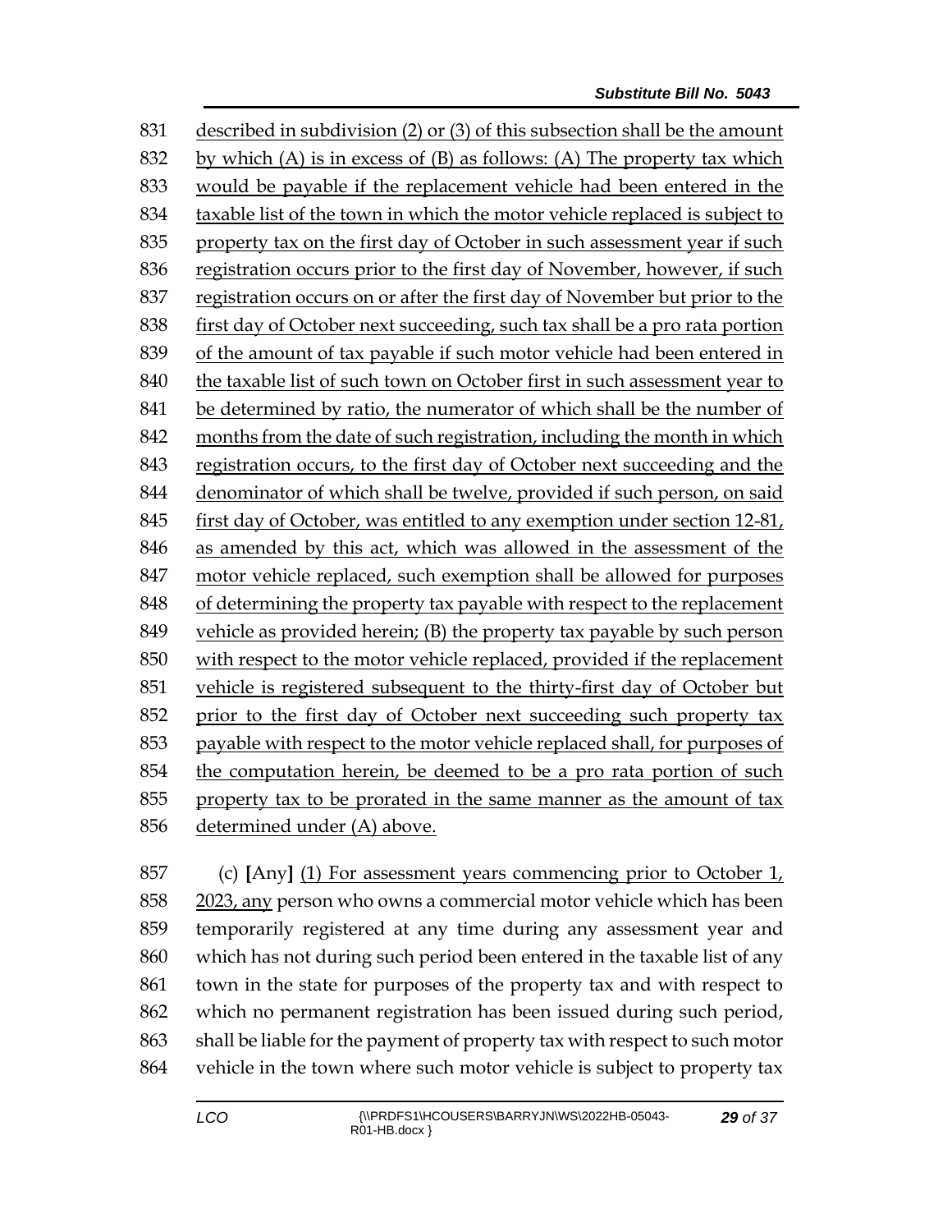831 described in subdivision (2) or (3) of this subsection shall be the amount
832 by which (A) is in excess of (B) as follows: (A) The property tax which
833 would be payable if the replacement vehicle had been entered in the
834 taxable list of the town in which the motor vehicle replaced is subject to
835 property tax on the first day of October in such assessment year if such
836 registration occurs prior to the first day of November, however, if such
837 registration occurs on or after the first day of November but prior to the
838 first day of October next succeeding, such tax shall be a pro rata portion
839 of the amount of tax payable if such motor vehicle had been entered in
840 the taxable list of such town on October first in such assessment year to
841 be determined by ratio, the numerator of which shall be the number of
842 months from the date of such registration, including the month in which
843 registration occurs, to the first day of October next succeeding and the
844 denominator of which shall be twelve, provided if such person, on said
845 first day of October, was entitled to any exemption under section 12-81,
846 as amended by this act, which was allowed in the assessment of the
847 motor vehicle replaced, such exemption shall be allowed for purposes
848 of determining the property tax payable with respect to the replacement
849 vehicle as provided herein; (B) the property tax payable by such person
850 with respect to the motor vehicle replaced, provided if the replacement
851 vehicle is registered subsequent to the thirty-first day of October but
852 prior to the first day of October next succeeding such property tax
853 payable with respect to the motor vehicle replaced shall, for purposes of
854 the computation herein, be deemed to be a pro rata portion of such
855 property tax to be prorated in the same manner as the amount of tax
856 determined under (A) above.

857 (c) **[**Any**]** (1) For assessment years commencing prior to October 1,
858 2023, any person who owns a commercial motor vehicle which has been
859 temporarily registered at any time during any assessment year and
860 which has not during such period been entered in the taxable list of any
861 town in the state for purposes of the property tax and with respect to
862 which no permanent registration has been issued during such period,
863 shall be liable for the payment of property tax with respect to such motor
864 vehicle in the town where such motor vehicle is subject to property tax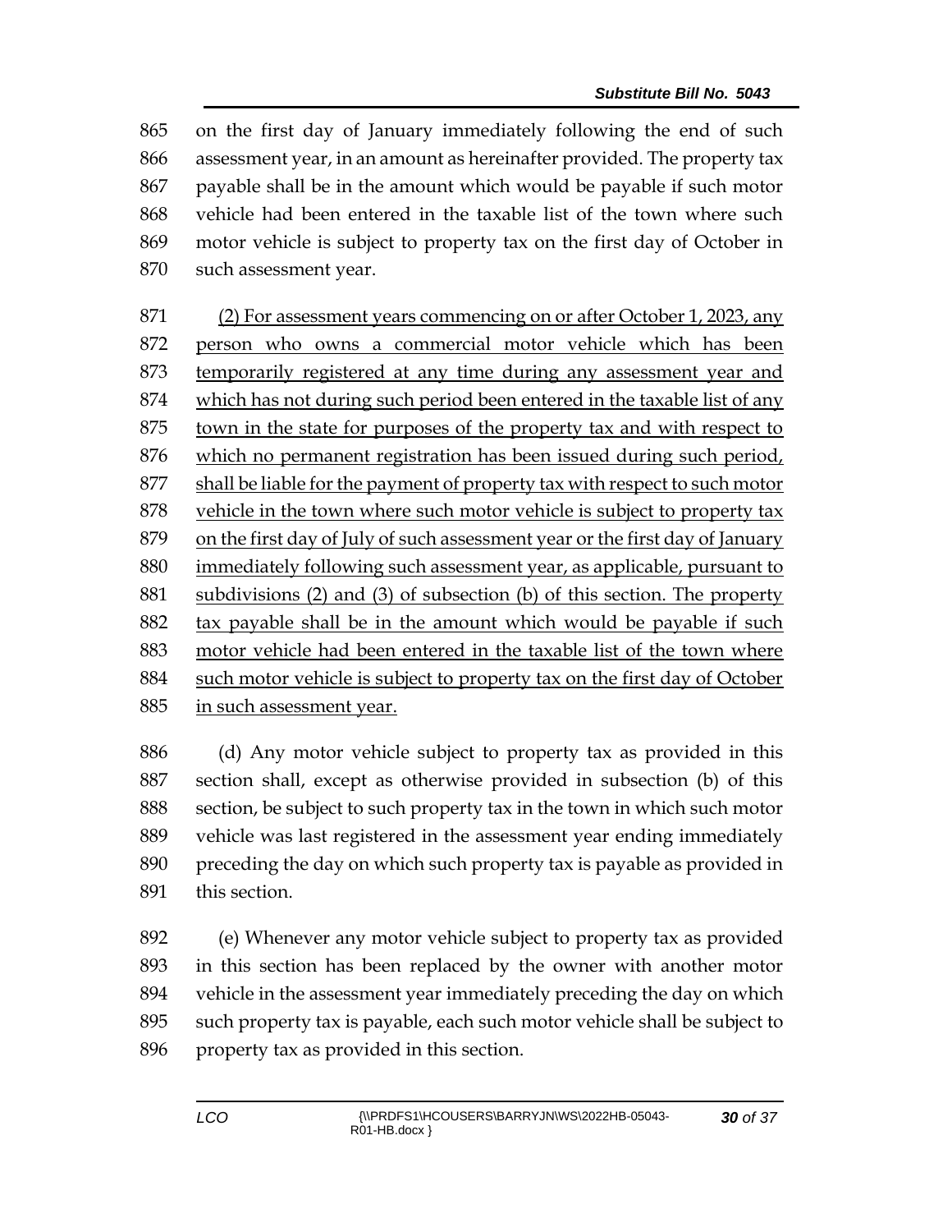on the first day of January immediately following the end of such assessment year, in an amount as hereinafter provided. The property tax payable shall be in the amount which would be payable if such motor vehicle had been entered in the taxable list of the town where such motor vehicle is subject to property tax on the first day of October in such assessment year.

<u>(2) For assessment years commencing on or after October 1, 2023, any person who owns a commercial motor vehicle which has been temporarily registered at any time during any assessment year and which has not during such period been entered in the taxable list of any town in the state for purposes of the property tax and with respect to which no permanent registration has been issued during such period, shall be liable for the payment of property tax with respect to such motor vehicle in the town where such motor vehicle is subject to property tax on the first day of July of such assessment year or the first day of January immediately following such assessment year, as applicable, pursuant to subdivisions (2) and (3) of subsection (b) of this section. The property tax payable shall be in the amount which would be payable if such motor vehicle had been entered in the taxable list of the town where such motor vehicle is subject to property tax on the first day of October in such assessment year.</u>

(d) Any motor vehicle subject to property tax as provided in this section shall, except as otherwise provided in subsection (b) of this section, be subject to such property tax in the town in which such motor vehicle was last registered in the assessment year ending immediately preceding the day on which such property tax is payable as provided in this section.

(e) Whenever any motor vehicle subject to property tax as provided in this section has been replaced by the owner with another motor vehicle in the assessment year immediately preceding the day on which such property tax is payable, each such motor vehicle shall be subject to property tax as provided in this section.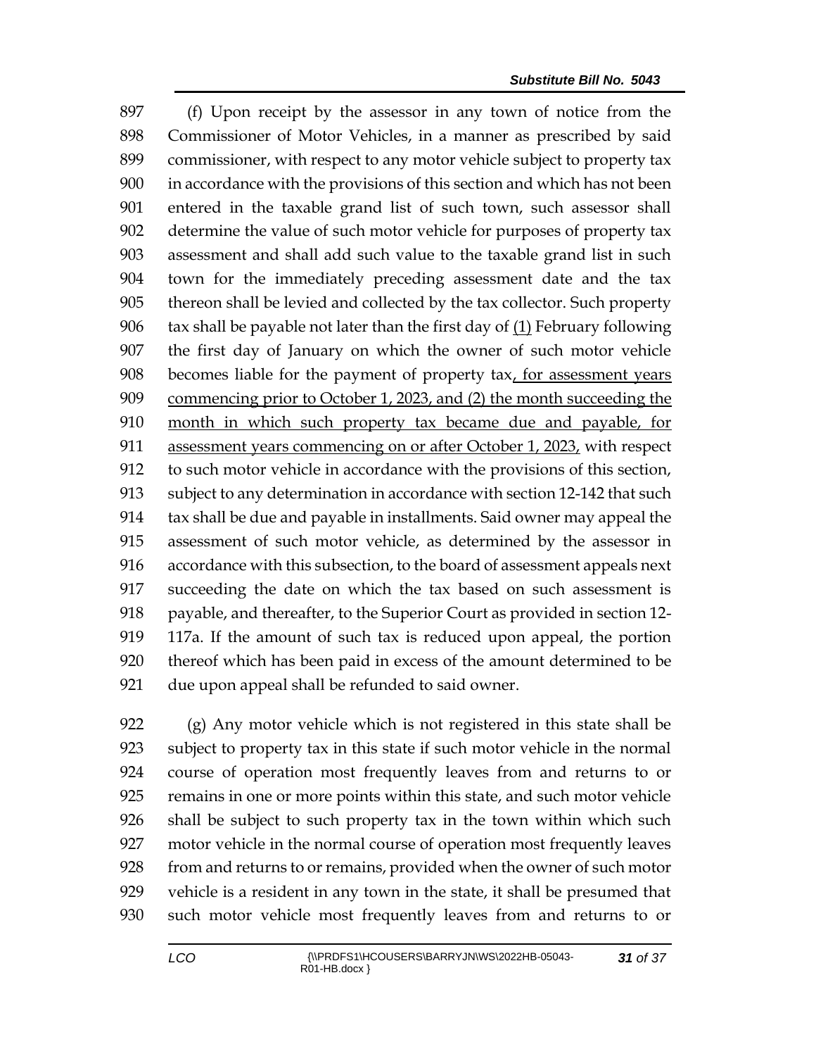(f) Upon receipt by the assessor in any town of notice from the Commissioner of Motor Vehicles, in a manner as prescribed by said commissioner, with respect to any motor vehicle subject to property tax in accordance with the provisions of this section and which has not been entered in the taxable grand list of such town, such assessor shall determine the value of such motor vehicle for purposes of property tax assessment and shall add such value to the taxable grand list in such town for the immediately preceding assessment date and the tax thereon shall be levied and collected by the tax collector. Such property tax shall be payable not later than the first day of <u>(1)</u> February following the first day of January on which the owner of such motor vehicle becomes liable for the payment of property tax<u>, for assessment years commencing prior to October 1, 2023, and (2) the month succeeding the month in which such property tax became due and payable, for assessment years commencing on or after October 1, 2023,</u> with respect to such motor vehicle in accordance with the provisions of this section, subject to any determination in accordance with section 12-142 that such tax shall be due and payable in installments. Said owner may appeal the assessment of such motor vehicle, as determined by the assessor in accordance with this subsection, to the board of assessment appeals next succeeding the date on which the tax based on such assessment is payable, and thereafter, to the Superior Court as provided in section 12-117a. If the amount of such tax is reduced upon appeal, the portion thereof which has been paid in excess of the amount determined to be due upon appeal shall be refunded to said owner.

(g) Any motor vehicle which is not registered in this state shall be subject to property tax in this state if such motor vehicle in the normal course of operation most frequently leaves from and returns to or remains in one or more points within this state, and such motor vehicle shall be subject to such property tax in the town within which such motor vehicle in the normal course of operation most frequently leaves from and returns to or remains, provided when the owner of such motor vehicle is a resident in any town in the state, it shall be presumed that such motor vehicle most frequently leaves from and returns to or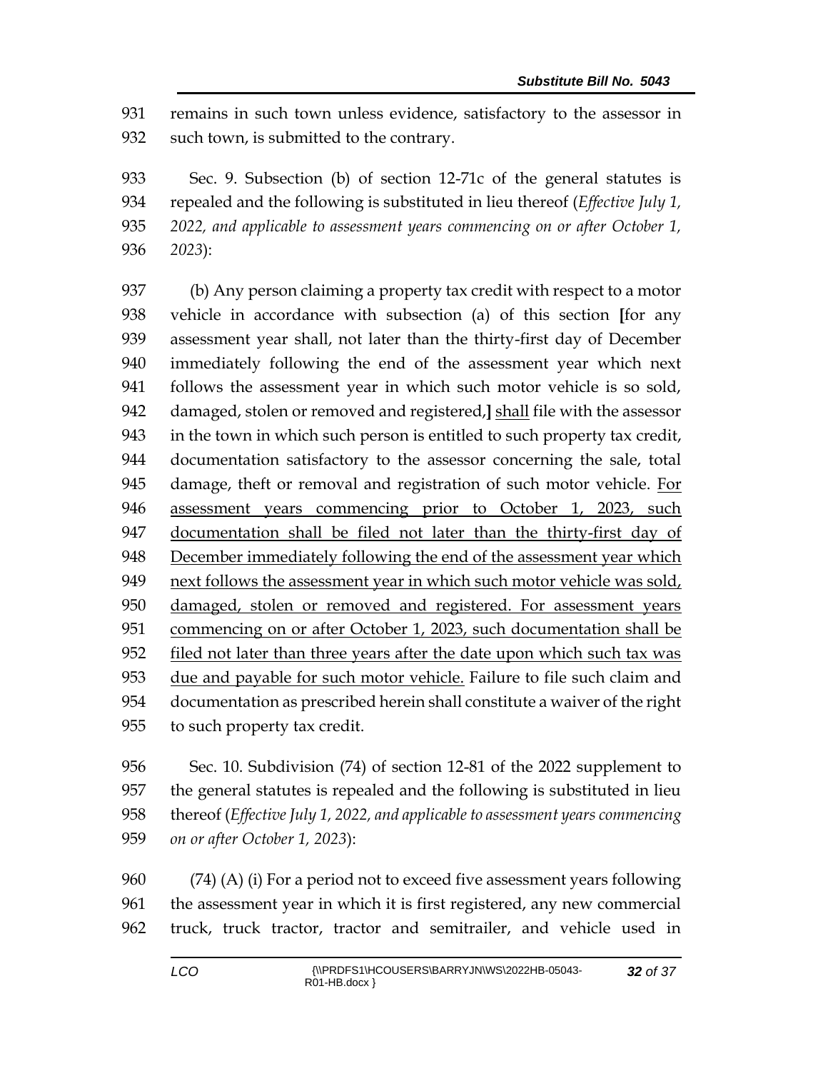remains in such town unless evidence, satisfactory to the assessor in such town, is submitted to the contrary.

Sec. 9. Subsection (b) of section 12-71c of the general statutes is repealed and the following is substituted in lieu thereof (*Effective July 1, 2022, and applicable to assessment years commencing on or after October 1, 2023*):

(b) Any person claiming a property tax credit with respect to a motor vehicle in accordance with subsection (a) of this section [for any assessment year shall, not later than the thirty-first day of December immediately following the end of the assessment year which next follows the assessment year in which such motor vehicle is so sold, damaged, stolen or removed and registered,] <u>shall</u> file with the assessor in the town in which such person is entitled to such property tax credit, documentation satisfactory to the assessor concerning the sale, total damage, theft or removal and registration of such motor vehicle. <u>For assessment years commencing prior to October 1, 2023, such documentation shall be filed not later than the thirty-first day of December immediately following the end of the assessment year which next follows the assessment year in which such motor vehicle was sold, damaged, stolen or removed and registered. For assessment years commencing on or after October 1, 2023, such documentation shall be filed not later than three years after the date upon which such tax was due and payable for such motor vehicle.</u> Failure to file such claim and documentation as prescribed herein shall constitute a waiver of the right to such property tax credit.

Sec. 10. Subdivision (74) of section 12-81 of the 2022 supplement to the general statutes is repealed and the following is substituted in lieu thereof (*Effective July 1, 2022, and applicable to assessment years commencing on or after October 1, 2023*):

(74) (A) (i) For a period not to exceed five assessment years following the assessment year in which it is first registered, any new commercial truck, truck tractor, tractor and semitrailer, and vehicle used in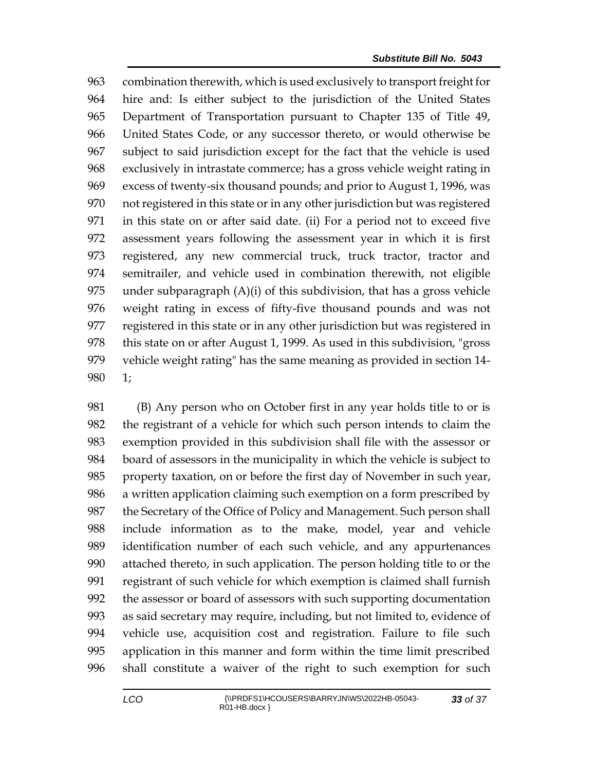combination therewith, which is used exclusively to transport freight for hire and: Is either subject to the jurisdiction of the United States Department of Transportation pursuant to Chapter 135 of Title 49, United States Code, or any successor thereto, or would otherwise be subject to said jurisdiction except for the fact that the vehicle is used exclusively in intrastate commerce; has a gross vehicle weight rating in excess of twenty-six thousand pounds; and prior to August 1, 1996, was not registered in this state or in any other jurisdiction but was registered in this state on or after said date. (ii) For a period not to exceed five assessment years following the assessment year in which it is first registered, any new commercial truck, truck tractor, tractor and semitrailer, and vehicle used in combination therewith, not eligible under subparagraph (A)(i) of this subdivision, that has a gross vehicle weight rating in excess of fifty-five thousand pounds and was not registered in this state or in any other jurisdiction but was registered in this state on or after August 1, 1999. As used in this subdivision, "gross vehicle weight rating" has the same meaning as provided in section 14-1;

(B) Any person who on October first in any year holds title to or is the registrant of a vehicle for which such person intends to claim the exemption provided in this subdivision shall file with the assessor or board of assessors in the municipality in which the vehicle is subject to property taxation, on or before the first day of November in such year, a written application claiming such exemption on a form prescribed by the Secretary of the Office of Policy and Management. Such person shall include information as to the make, model, year and vehicle identification number of each such vehicle, and any appurtenances attached thereto, in such application. The person holding title to or the registrant of such vehicle for which exemption is claimed shall furnish the assessor or board of assessors with such supporting documentation as said secretary may require, including, but not limited to, evidence of vehicle use, acquisition cost and registration. Failure to file such application in this manner and form within the time limit prescribed shall constitute a waiver of the right to such exemption for such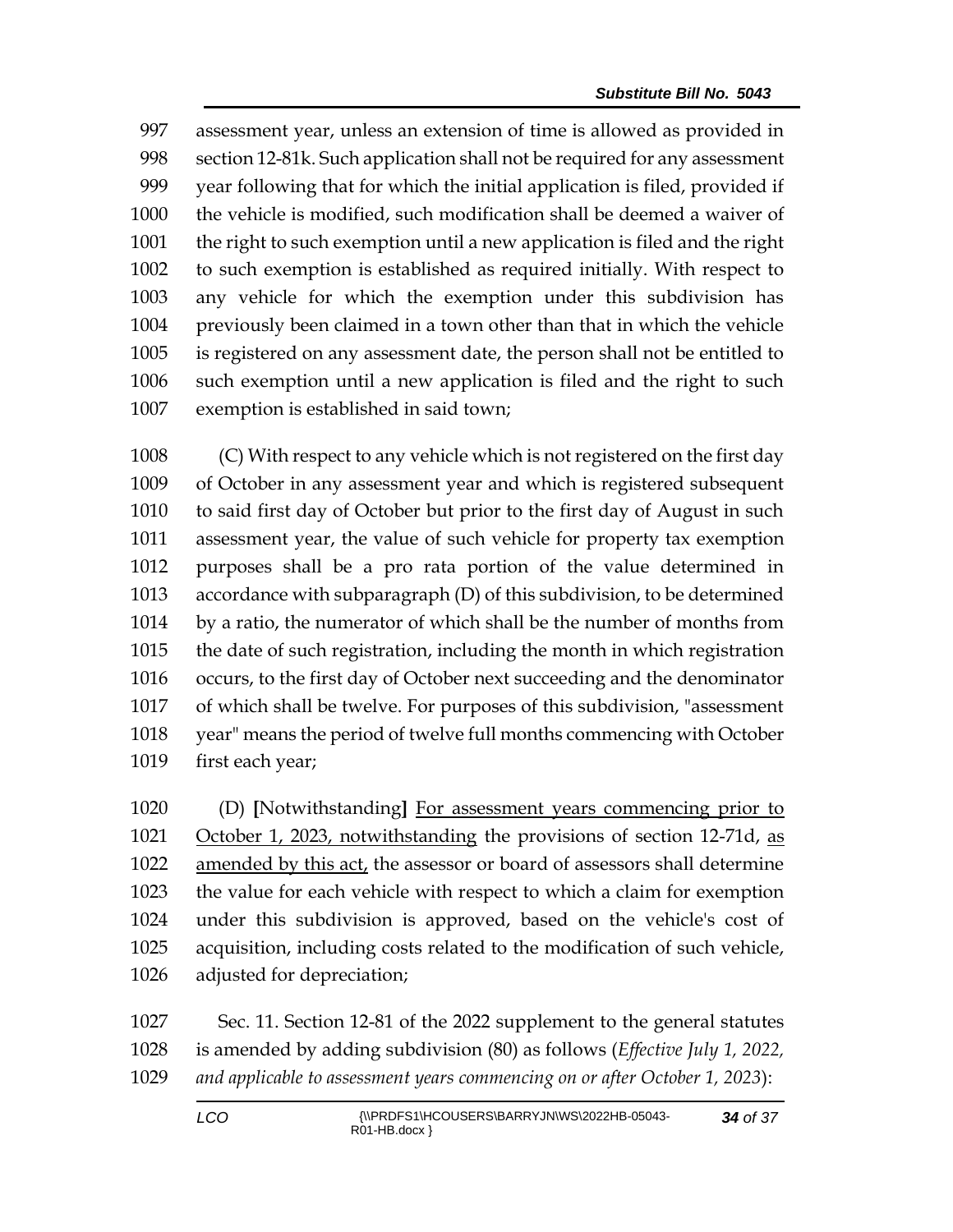997 assessment year, unless an extension of time is allowed as provided in
998 section 12-81k. Such application shall not be required for any assessment
999 year following that for which the initial application is filed, provided if
1000 the vehicle is modified, such modification shall be deemed a waiver of
1001 the right to such exemption until a new application is filed and the right
1002 to such exemption is established as required initially. With respect to
1003 any vehicle for which the exemption under this subdivision has
1004 previously been claimed in a town other than that in which the vehicle
1005 is registered on any assessment date, the person shall not be entitled to
1006 such exemption until a new application is filed and the right to such
1007 exemption is established in said town;

1008 (C) With respect to any vehicle which is not registered on the first day
1009 of October in any assessment year and which is registered subsequent
1010 to said first day of October but prior to the first day of August in such
1011 assessment year, the value of such vehicle for property tax exemption
1012 purposes shall be a pro rata portion of the value determined in
1013 accordance with subparagraph (D) of this subdivision, to be determined
1014 by a ratio, the numerator of which shall be the number of months from
1015 the date of such registration, including the month in which registration
1016 occurs, to the first day of October next succeeding and the denominator
1017 of which shall be twelve. For purposes of this subdivision, "assessment
1018 year" means the period of twelve full months commencing with October
1019 first each year;

1020 (D) **[**Notwithstanding**]** <u>For assessment years commencing prior to</u>
1021 <u>October 1, 2023, notwithstanding</u> the provisions of section 12-71d, <u>as</u>
1022 <u>amended by this act,</u> the assessor or board of assessors shall determine
1023 the value for each vehicle with respect to which a claim for exemption
1024 under this subdivision is approved, based on the vehicle's cost of
1025 acquisition, including costs related to the modification of such vehicle,
1026 adjusted for depreciation;

1027 Sec. 11. Section 12-81 of the 2022 supplement to the general statutes
1028 is amended by adding subdivision (80) as follows (*Effective July 1, 2022,*
1029 *and applicable to assessment years commencing on or after October 1, 2023*):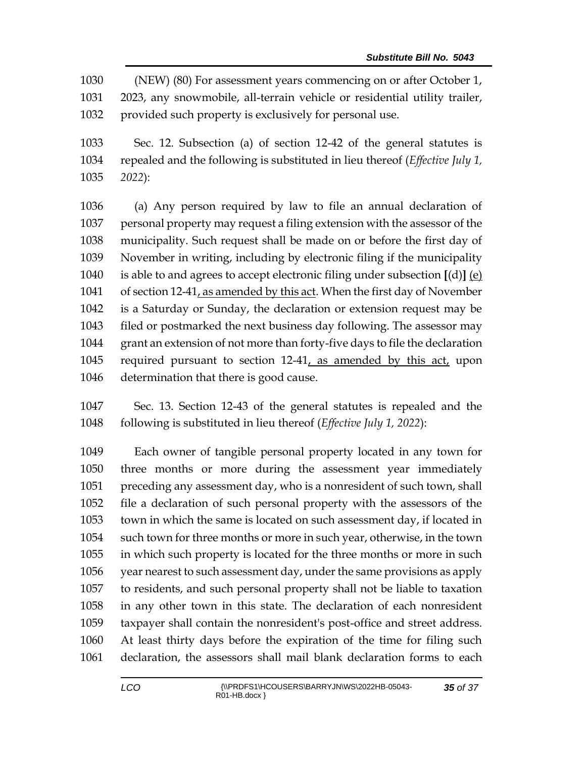(NEW) (80) For assessment years commencing on or after October 1, 2023, any snowmobile, all-terrain vehicle or residential utility trailer, provided such property is exclusively for personal use.

Sec. 12. Subsection (a) of section 12-42 of the general statutes is repealed and the following is substituted in lieu thereof (*Effective July 1, 2022*):

(a) Any person required by law to file an annual declaration of personal property may request a filing extension with the assessor of the municipality. Such request shall be made on or before the first day of November in writing, including by electronic filing if the municipality is able to and agrees to accept electronic filing under subsection [(d)] (e) of section 12-41, as amended by this act. When the first day of November is a Saturday or Sunday, the declaration or extension request may be filed or postmarked the next business day following. The assessor may grant an extension of not more than forty-five days to file the declaration required pursuant to section 12-41, as amended by this act, upon determination that there is good cause.

Sec. 13. Section 12-43 of the general statutes is repealed and the following is substituted in lieu thereof (*Effective July 1, 2022*):

Each owner of tangible personal property located in any town for three months or more during the assessment year immediately preceding any assessment day, who is a nonresident of such town, shall file a declaration of such personal property with the assessors of the town in which the same is located on such assessment day, if located in such town for three months or more in such year, otherwise, in the town in which such property is located for the three months or more in such year nearest to such assessment day, under the same provisions as apply to residents, and such personal property shall not be liable to taxation in any other town in this state. The declaration of each nonresident taxpayer shall contain the nonresident's post-office and street address. At least thirty days before the expiration of the time for filing such declaration, the assessors shall mail blank declaration forms to each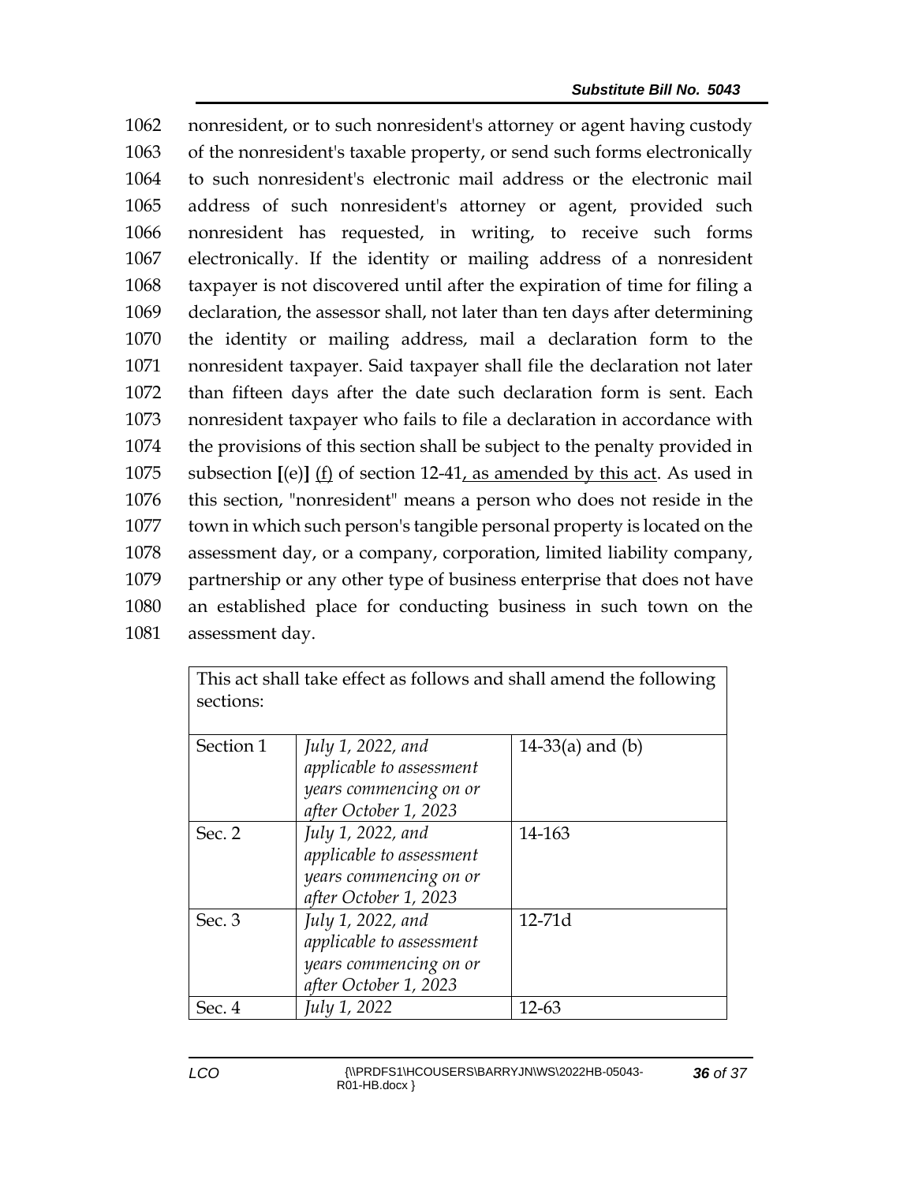1062 nonresident, or to such nonresident's attorney or agent having custody
1063 of the nonresident's taxable property, or send such forms electronically
1064 to such nonresident's electronic mail address or the electronic mail
1065 address of such nonresident's attorney or agent, provided such
1066 nonresident has requested, in writing, to receive such forms
1067 electronically. If the identity or mailing address of a nonresident
1068 taxpayer is not discovered until after the expiration of time for filing a
1069 declaration, the assessor shall, not later than ten days after determining
1070 the identity or mailing address, mail a declaration form to the
1071 nonresident taxpayer. Said taxpayer shall file the declaration not later
1072 than fifteen days after the date such declaration form is sent. Each
1073 nonresident taxpayer who fails to file a declaration in accordance with
1074 the provisions of this section shall be subject to the penalty provided in
1075 subsection **[**(e)**]** <u>(f)</u> of section 12-41<u>, as amended by this act</u>. As used in
1076 this section, "nonresident" means a person who does not reside in the
1077 town in which such person's tangible personal property is located on the
1078 assessment day, or a company, corporation, limited liability company,
1079 partnership or any other type of business enterprise that does not have
1080 an established place for conducting business in such town on the
1081 assessment day.

| This act shall take effect as follows and shall amend the following sections: | | |
|---|---|---|
| Section 1 | *July 1, 2022, and applicable to assessment years commencing on or after October 1, 2023* | 14-33(a) and (b) |
| Sec. 2 | *July 1, 2022, and applicable to assessment years commencing on or after October 1, 2023* | 14-163 |
| Sec. 3 | *July 1, 2022, and applicable to assessment years commencing on or after October 1, 2023* | 12-71d |
| Sec. 4 | *July 1, 2022* | 12-63 |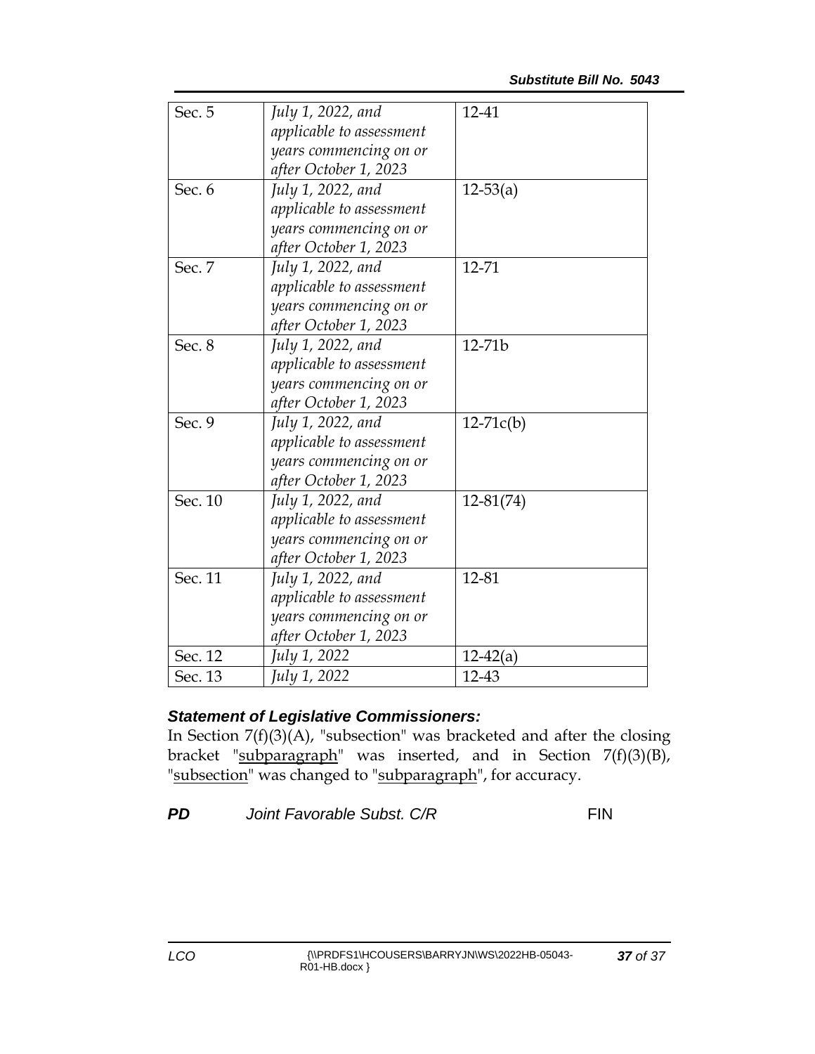| | | |
|---|---|---|
| Sec. 5 | *July 1, 2022, and applicable to assessment years commencing on or after October 1, 2023* | 12-41 |
| Sec. 6 | *July 1, 2022, and applicable to assessment years commencing on or after October 1, 2023* | 12-53(a) |
| Sec. 7 | *July 1, 2022, and applicable to assessment years commencing on or after October 1, 2023* | 12-71 |
| Sec. 8 | *July 1, 2022, and applicable to assessment years commencing on or after October 1, 2023* | 12-71b |
| Sec. 9 | *July 1, 2022, and applicable to assessment years commencing on or after October 1, 2023* | 12-71c(b) |
| Sec. 10 | *July 1, 2022, and applicable to assessment years commencing on or after October 1, 2023* | 12-81(74) |
| Sec. 11 | *July 1, 2022, and applicable to assessment years commencing on or after October 1, 2023* | 12-81 |
| Sec. 12 | *July 1, 2022* | 12-42(a) |
| Sec. 13 | *July 1, 2022* | 12-43 |

### *Statement of Legislative Commissioners:*

In Section 7(f)(3)(A), "subsection" was bracketed and after the closing bracket "subparagraph" was inserted, and in Section 7(f)(3)(B), "subsection" was changed to "subparagraph", for accuracy.

***PD*** *Joint Favorable Subst. C/R* FIN